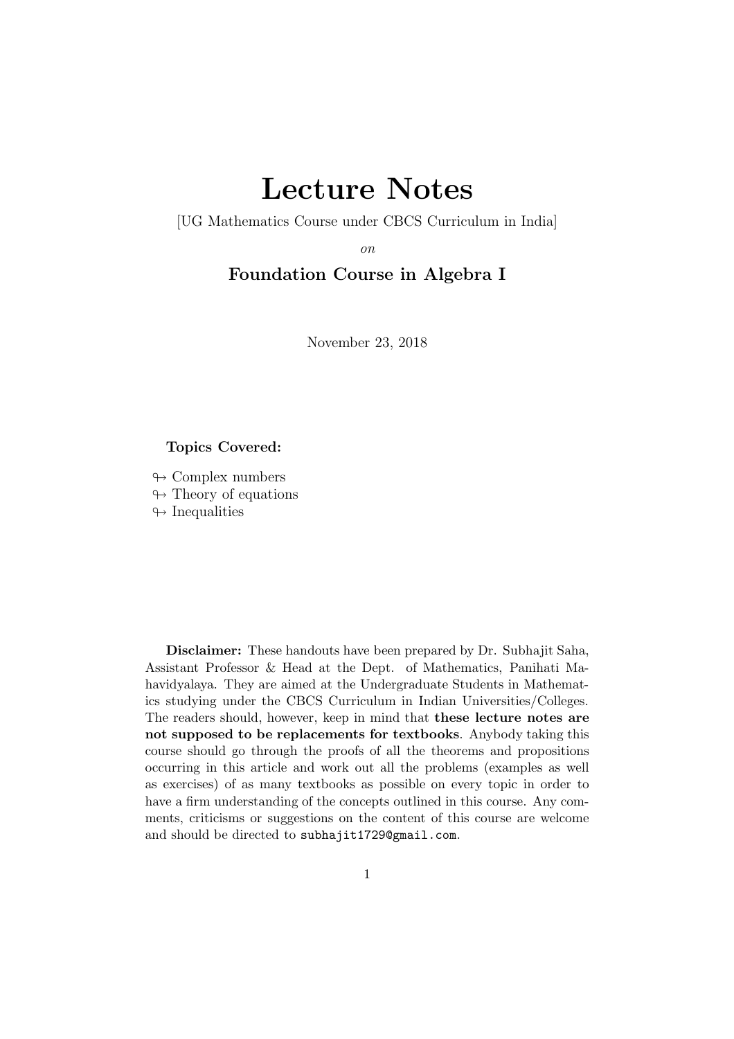# Lecture Notes

[UG Mathematics Course under CBCS Curriculum in India]

*on*

## Foundation Course in Algebra I

November 23, 2018

**Topics Covered:**

- Complex numbers
- Theory of equations
- Inequalities

**Disclaimer:** These handouts have been prepared by Dr. Subhajit Saha, Assistant Professor & Head at the Dept. of Mathematics, Panihati Mahavidyalaya. They are aimed at the Undergraduate Students in Mathematics studying under the CBCS Curriculum in Indian Universities/Colleges. The readers should, however, keep in mind that **these lecture notes are not supposed to be replacements for textbooks**. Anybody taking this course should go through the proofs of all the theorems and propositions occurring in this article and work out all the problems (examples as well as exercises) of as many textbooks as possible on every topic in order to have a firm understanding of the concepts outlined in this course. Any comments, criticisms or suggestions on the content of this course are welcome and should be directed to `subhajit1729@gmail.com`.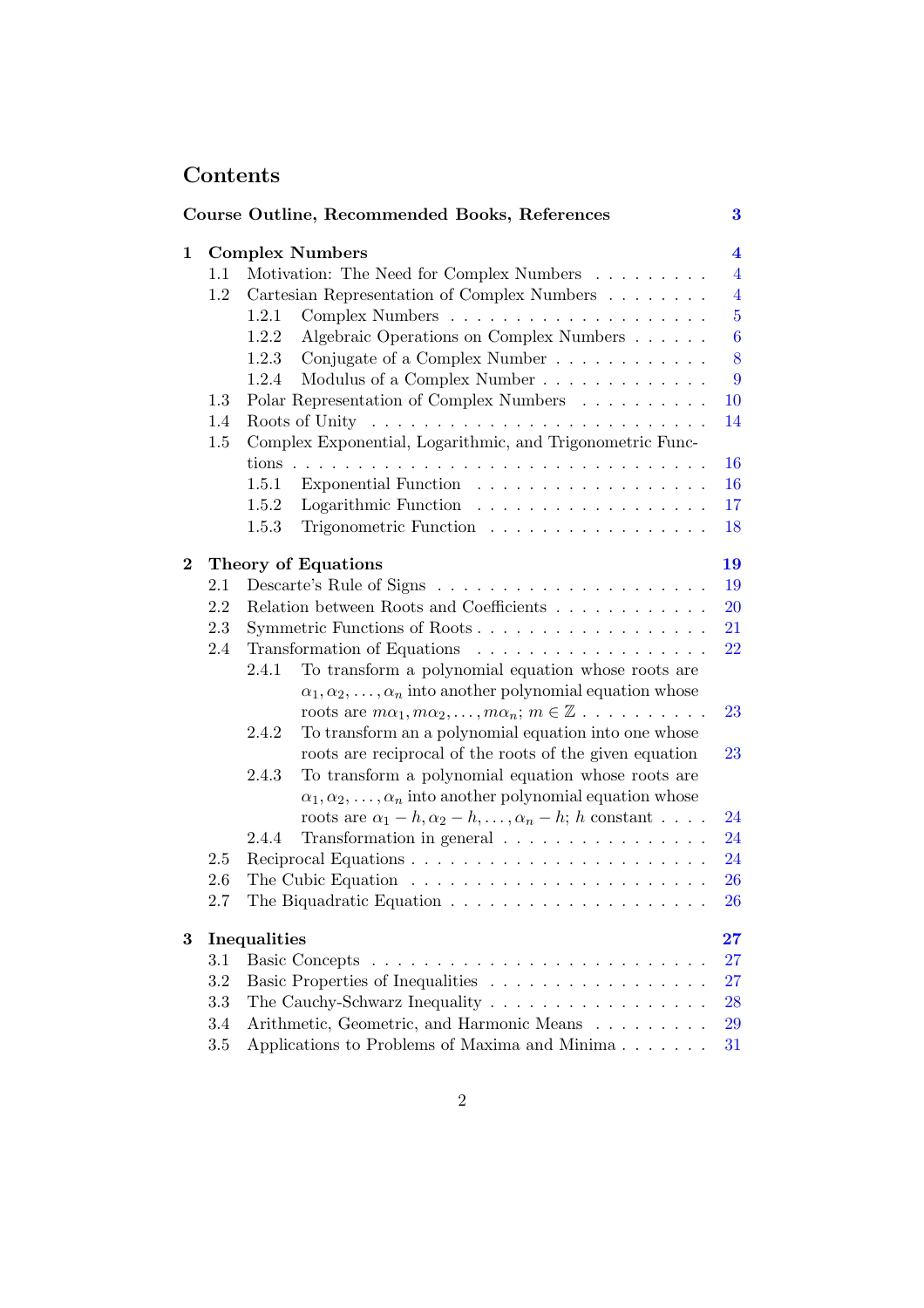# Contents

**Course Outline, Recommended Books, References** **3**

**1 Complex Numbers** **4**

- 1.1 Motivation: The Need for Complex Numbers . . . . . . . . . 4
- 1.2 Cartesian Representation of Complex Numbers . . . . . . . . 4
  - 1.2.1 Complex Numbers . . . . . . . . . . . . . . . . . . . 5
  - 1.2.2 Algebraic Operations on Complex Numbers . . . . . . 6
  - 1.2.3 Conjugate of a Complex Number . . . . . . . . . . . . 8
  - 1.2.4 Modulus of a Complex Number . . . . . . . . . . . . . 9
- 1.3 Polar Representation of Complex Numbers . . . . . . . . . . 10
- 1.4 Roots of Unity . . . . . . . . . . . . . . . . . . . . . . . . . 14
- 1.5 Complex Exponential, Logarithmic, and Trigonometric Functions . . . . . . . . . . . . . . . . . . . . . . . . . . . . . 16
  - 1.5.1 Exponential Function . . . . . . . . . . . . . . . . . . 16
  - 1.5.2 Logarithmic Function . . . . . . . . . . . . . . . . . . 17
  - 1.5.3 Trigonometric Function . . . . . . . . . . . . . . . . . 18

**2 Theory of Equations** **19**

- 2.1 Descarte's Rule of Signs . . . . . . . . . . . . . . . . . . . . 19
- 2.2 Relation between Roots and Coefficients . . . . . . . . . . . . 20
- 2.3 Symmetric Functions of Roots . . . . . . . . . . . . . . . . . 21
- 2.4 Transformation of Equations . . . . . . . . . . . . . . . . . . 22
  - 2.4.1 To transform a polynomial equation whose roots are $\alpha_1, \alpha_2, \ldots, \alpha_n$ into another polynomial equation whose roots are $m\alpha_1, m\alpha_2, \ldots, m\alpha_n$; $m \in \mathbb{Z}$ . . . . . . . . . . 23
  - 2.4.2 To transform an a polynomial equation into one whose roots are reciprocal of the roots of the given equation 23
  - 2.4.3 To transform a polynomial equation whose roots are $\alpha_1, \alpha_2, \ldots, \alpha_n$ into another polynomial equation whose roots are $\alpha_1 - h, \alpha_2 - h, \ldots, \alpha_n - h$; $h$ constant . . . . 24
  - 2.4.4 Transformation in general . . . . . . . . . . . . . . . . 24
- 2.5 Reciprocal Equations . . . . . . . . . . . . . . . . . . . . . . 24
- 2.6 The Cubic Equation . . . . . . . . . . . . . . . . . . . . . . 26
- 2.7 The Biquadratic Equation . . . . . . . . . . . . . . . . . . . 26

**3 Inequalities** **27**

- 3.1 Basic Concepts . . . . . . . . . . . . . . . . . . . . . . . . . 27
- 3.2 Basic Properties of Inequalities . . . . . . . . . . . . . . . . . 27
- 3.3 The Cauchy-Schwarz Inequality . . . . . . . . . . . . . . . . 28
- 3.4 Arithmetic, Geometric, and Harmonic Means . . . . . . . . . 29
- 3.5 Applications to Problems of Maxima and Minima . . . . . . . 31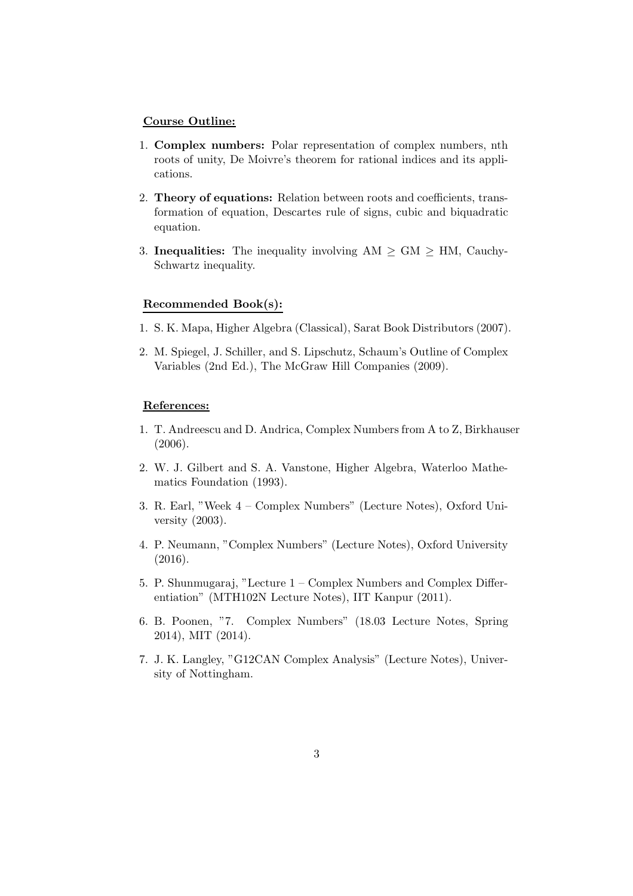**Course Outline:**

1. **Complex numbers:** Polar representation of complex numbers, nth roots of unity, De Moivre's theorem for rational indices and its applications.

2. **Theory of equations:** Relation between roots and coefficients, transformation of equation, Descartes rule of signs, cubic and biquadratic equation.

3. **Inequalities:** The inequality involving AM $\geq$ GM $\geq$ HM, Cauchy-Schwartz inequality.

**Recommended Book(s):**

1. S. K. Mapa, Higher Algebra (Classical), Sarat Book Distributors (2007).

2. M. Spiegel, J. Schiller, and S. Lipschutz, Schaum's Outline of Complex Variables (2nd Ed.), The McGraw Hill Companies (2009).

**References:**

1. T. Andreescu and D. Andrica, Complex Numbers from A to Z, Birkhauser (2006).

2. W. J. Gilbert and S. A. Vanstone, Higher Algebra, Waterloo Mathematics Foundation (1993).

3. R. Earl, "Week 4 – Complex Numbers" (Lecture Notes), Oxford University (2003).

4. P. Neumann, "Complex Numbers" (Lecture Notes), Oxford University (2016).

5. P. Shunmugaraj, "Lecture 1 – Complex Numbers and Complex Differentiation" (MTH102N Lecture Notes), IIT Kanpur (2011).

6. B. Poonen, "7. Complex Numbers" (18.03 Lecture Notes, Spring 2014), MIT (2014).

7. J. K. Langley, "G12CAN Complex Analysis" (Lecture Notes), University of Nottingham.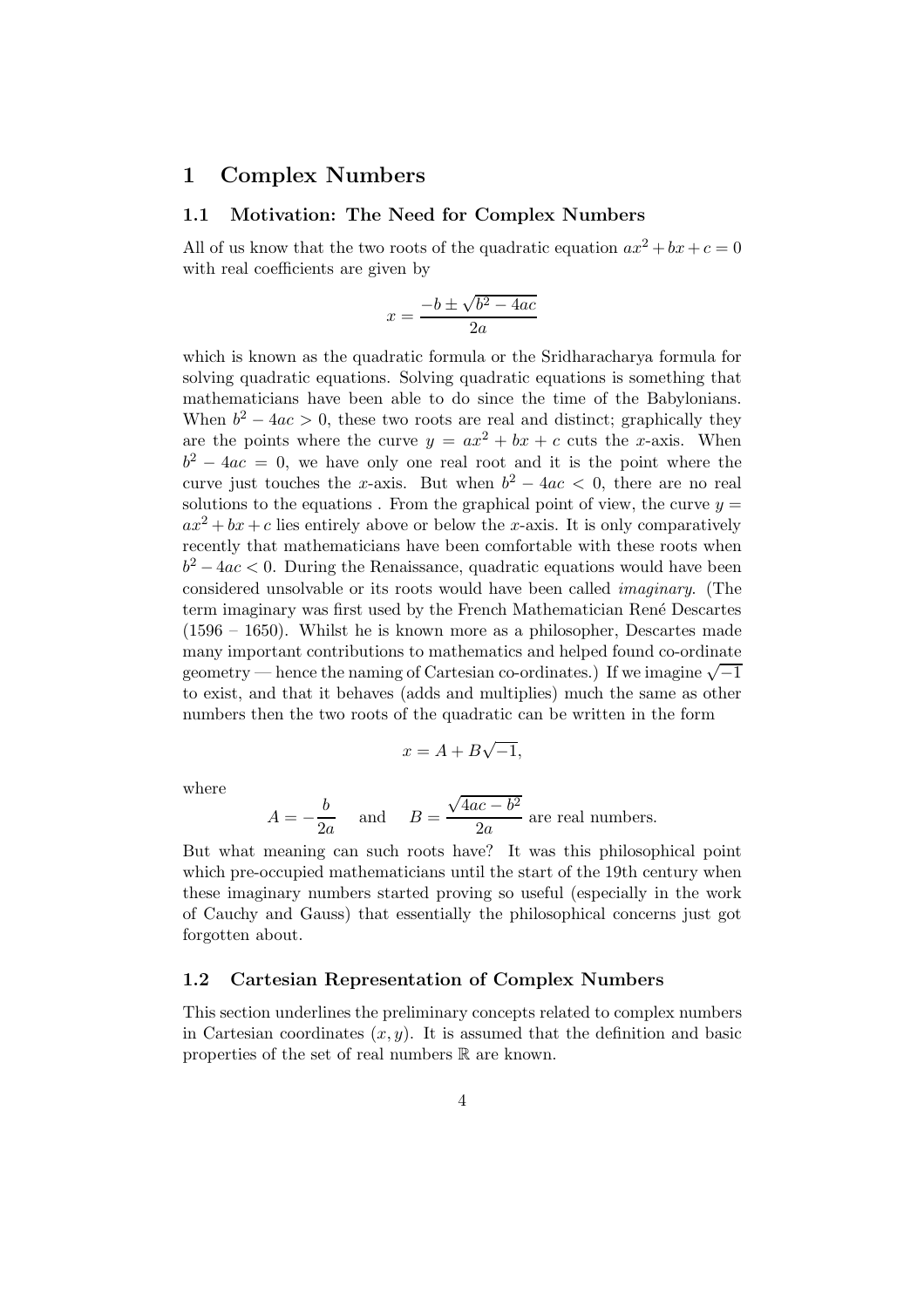# 1 Complex Numbers

## 1.1 Motivation: The Need for Complex Numbers

All of us know that the two roots of the quadratic equation $ax^2 + bx + c = 0$ with real coefficients are given by

$$x = \frac{-b \pm \sqrt{b^2 - 4ac}}{2a}$$

which is known as the quadratic formula or the Sridharacharya formula for solving quadratic equations. Solving quadratic equations is something that mathematicians have been able to do since the time of the Babylonians. When $b^2 - 4ac > 0$, these two roots are real and distinct; graphically they are the points where the curve $y = ax^2 + bx + c$ cuts the $x$-axis. When $b^2 - 4ac = 0$, we have only one real root and it is the point where the curve just touches the $x$-axis. But when $b^2 - 4ac < 0$, there are no real solutions to the equations . From the graphical point of view, the curve $y = ax^2 + bx + c$ lies entirely above or below the $x$-axis. It is only comparatively recently that mathematicians have been comfortable with these roots when $b^2 - 4ac < 0$. During the Renaissance, quadratic equations would have been considered unsolvable or its roots would have been called *imaginary*. (The term imaginary was first used by the French Mathematician René Descartes (1596 – 1650). Whilst he is known more as a philosopher, Descartes made many important contributions to mathematics and helped found co-ordinate geometry — hence the naming of Cartesian co-ordinates.) If we imagine $\sqrt{-1}$ to exist, and that it behaves (adds and multiplies) much the same as other numbers then the two roots of the quadratic can be written in the form

$$x = A + B\sqrt{-1},$$

where

$$A = -\frac{b}{2a} \quad \text{and} \quad B = \frac{\sqrt{4ac - b^2}}{2a} \text{ are real numbers.}$$

But what meaning can such roots have? It was this philosophical point which pre-occupied mathematicians until the start of the 19th century when these imaginary numbers started proving so useful (especially in the work of Cauchy and Gauss) that essentially the philosophical concerns just got forgotten about.

## 1.2 Cartesian Representation of Complex Numbers

This section underlines the preliminary concepts related to complex numbers in Cartesian coordinates $(x, y)$. It is assumed that the definition and basic properties of the set of real numbers $\mathbb{R}$ are known.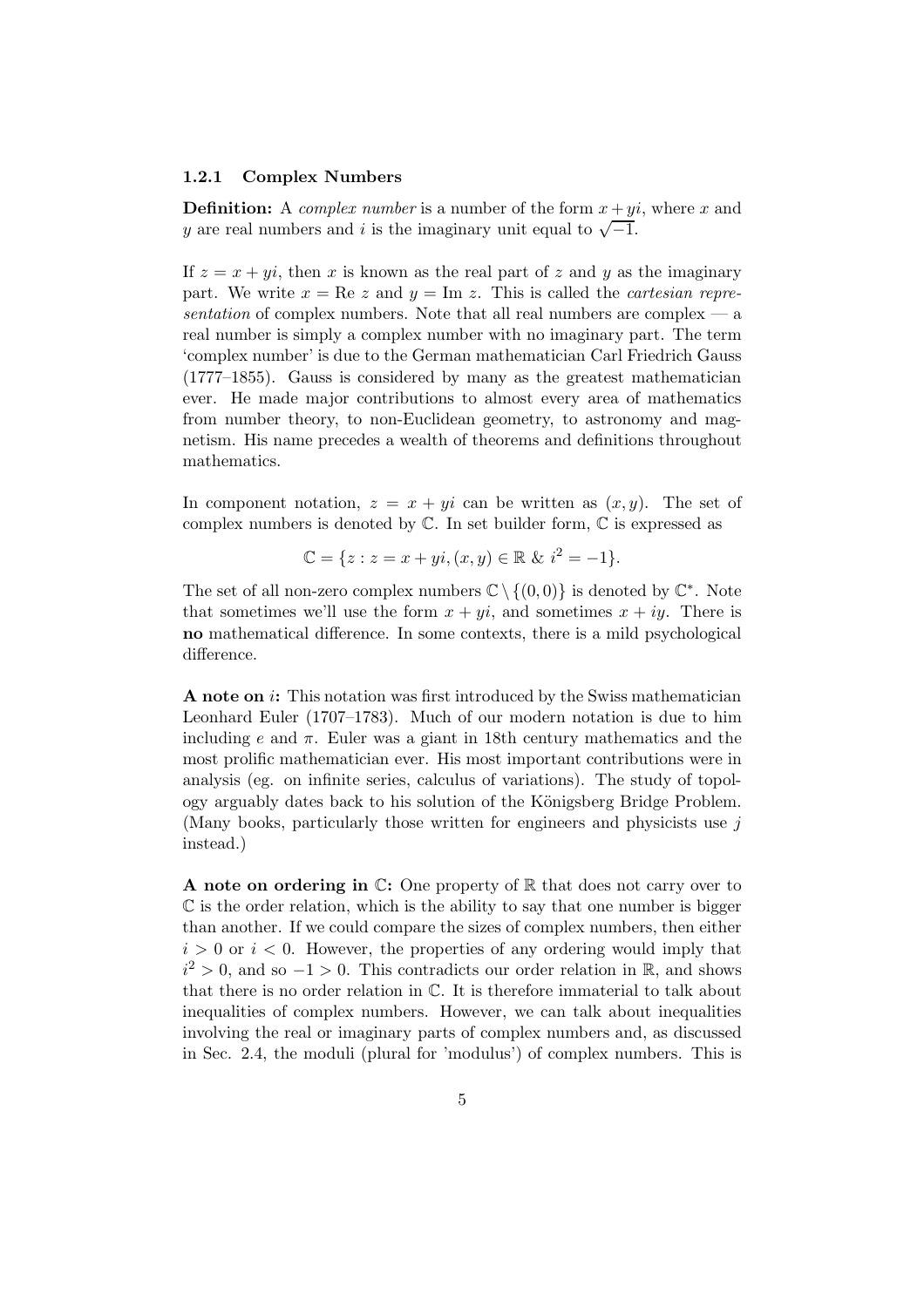### 1.2.1 Complex Numbers

**Definition:** A *complex number* is a number of the form $x + yi$, where $x$ and $y$ are real numbers and $i$ is the imaginary unit equal to $\sqrt{-1}$.

If $z = x + yi$, then $x$ is known as the real part of $z$ and $y$ as the imaginary part. We write $x = \text{Re } z$ and $y = \text{Im } z$. This is called the *cartesian representation* of complex numbers. Note that all real numbers are complex — a real number is simply a complex number with no imaginary part. The term 'complex number' is due to the German mathematician Carl Friedrich Gauss (1777–1855). Gauss is considered by many as the greatest mathematician ever. He made major contributions to almost every area of mathematics from number theory, to non-Euclidean geometry, to astronomy and magnetism. His name precedes a wealth of theorems and definitions throughout mathematics.

In component notation, $z = x + yi$ can be written as $(x, y)$. The set of complex numbers is denoted by $\mathbb{C}$. In set builder form, $\mathbb{C}$ is expressed as

$$\mathbb{C} = \{z : z = x + yi, (x, y) \in \mathbb{R} \ \& \ i^2 = -1\}.$$

The set of all non-zero complex numbers $\mathbb{C} \setminus \{(0, 0)\}$ is denoted by $\mathbb{C}^*$. Note that sometimes we'll use the form $x + yi$, and sometimes $x + iy$. There is **no** mathematical difference. In some contexts, there is a mild psychological difference.

**A note on $i$:** This notation was first introduced by the Swiss mathematician Leonhard Euler (1707–1783). Much of our modern notation is due to him including $e$ and $\pi$. Euler was a giant in 18th century mathematics and the most prolific mathematician ever. His most important contributions were in analysis (eg. on infinite series, calculus of variations). The study of topology arguably dates back to his solution of the Königsberg Bridge Problem. (Many books, particularly those written for engineers and physicists use $j$ instead.)

**A note on ordering in $\mathbb{C}$:** One property of $\mathbb{R}$ that does not carry over to $\mathbb{C}$ is the order relation, which is the ability to say that one number is bigger than another. If we could compare the sizes of complex numbers, then either $i > 0$ or $i < 0$. However, the properties of any ordering would imply that $i^2 > 0$, and so $-1 > 0$. This contradicts our order relation in $\mathbb{R}$, and shows that there is no order relation in $\mathbb{C}$. It is therefore immaterial to talk about inequalities of complex numbers. However, we can talk about inequalities involving the real or imaginary parts of complex numbers and, as discussed in Sec. 2.4, the moduli (plural for 'modulus') of complex numbers. This is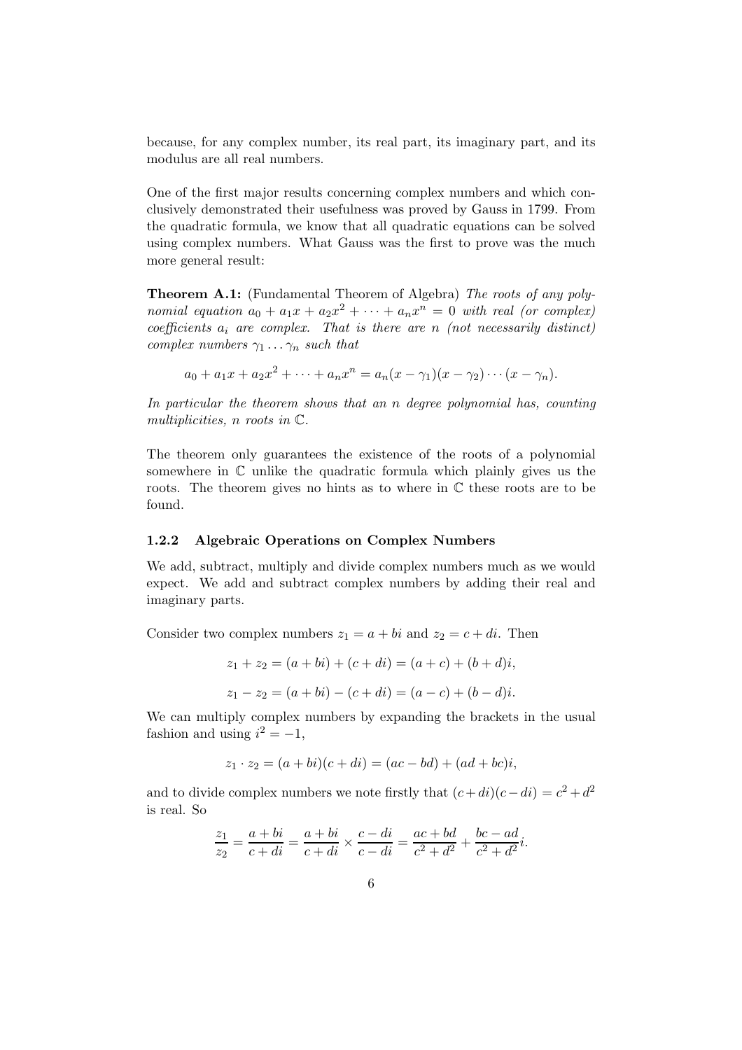because, for any complex number, its real part, its imaginary part, and its modulus are all real numbers.

One of the first major results concerning complex numbers and which conclusively demonstrated their usefulness was proved by Gauss in 1799. From the quadratic formula, we know that all quadratic equations can be solved using complex numbers. What Gauss was the first to prove was the much more general result:

**Theorem A.1:** (Fundamental Theorem of Algebra) *The roots of any polynomial equation $a_0 + a_1 x + a_2 x^2 + \cdots + a_n x^n = 0$ with real (or complex) coefficients $a_i$ are complex. That is there are $n$ (not necessarily distinct) complex numbers $\gamma_1 \ldots \gamma_n$ such that*

$$a_0 + a_1 x + a_2 x^2 + \cdots + a_n x^n = a_n(x - \gamma_1)(x - \gamma_2) \cdots (x - \gamma_n).$$

*In particular the theorem shows that an $n$ degree polynomial has, counting multiplicities, $n$ roots in $\mathbb{C}$.*

The theorem only guarantees the existence of the roots of a polynomial somewhere in $\mathbb{C}$ unlike the quadratic formula which plainly gives us the roots. The theorem gives no hints as to where in $\mathbb{C}$ these roots are to be found.

### 1.2.2 Algebraic Operations on Complex Numbers

We add, subtract, multiply and divide complex numbers much as we would expect. We add and subtract complex numbers by adding their real and imaginary parts.

Consider two complex numbers $z_1 = a + bi$ and $z_2 = c + di$. Then

$$z_1 + z_2 = (a + bi) + (c + di) = (a + c) + (b + d)i,$$

$$z_1 - z_2 = (a + bi) - (c + di) = (a - c) + (b - d)i.$$

We can multiply complex numbers by expanding the brackets in the usual fashion and using $i^2 = -1$,

$$z_1 \cdot z_2 = (a + bi)(c + di) = (ac - bd) + (ad + bc)i,$$

and to divide complex numbers we note firstly that $(c + di)(c - di) = c^2 + d^2$ is real. So

$$\frac{z_1}{z_2} = \frac{a + bi}{c + di} = \frac{a + bi}{c + di} \times \frac{c - di}{c - di} = \frac{ac + bd}{c^2 + d^2} + \frac{bc - ad}{c^2 + d^2} i.$$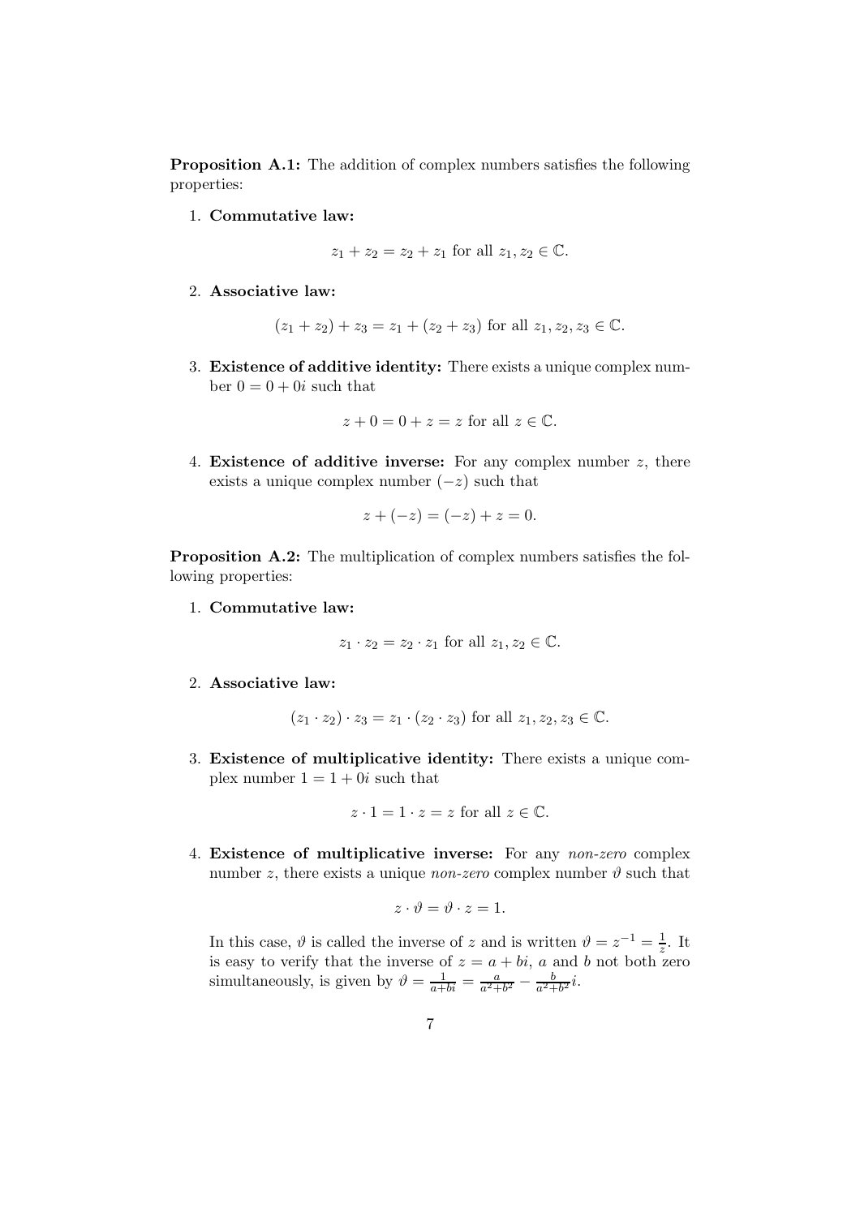**Proposition A.1:** The addition of complex numbers satisfies the following properties:

1. **Commutative law:**

$$z_1 + z_2 = z_2 + z_1 \text{ for all } z_1, z_2 \in \mathbb{C}.$$

2. **Associative law:**

$$(z_1 + z_2) + z_3 = z_1 + (z_2 + z_3) \text{ for all } z_1, z_2, z_3 \in \mathbb{C}.$$

3. **Existence of additive identity:** There exists a unique complex number $0 = 0 + 0i$ such that

$$z + 0 = 0 + z = z \text{ for all } z \in \mathbb{C}.$$

4. **Existence of additive inverse:** For any complex number $z$, there exists a unique complex number $(-z)$ such that

$$z + (-z) = (-z) + z = 0.$$

**Proposition A.2:** The multiplication of complex numbers satisfies the following properties:

1. **Commutative law:**

$$z_1 \cdot z_2 = z_2 \cdot z_1 \text{ for all } z_1, z_2 \in \mathbb{C}.$$

2. **Associative law:**

$$(z_1 \cdot z_2) \cdot z_3 = z_1 \cdot (z_2 \cdot z_3) \text{ for all } z_1, z_2, z_3 \in \mathbb{C}.$$

3. **Existence of multiplicative identity:** There exists a unique complex number $1 = 1 + 0i$ such that

$$z \cdot 1 = 1 \cdot z = z \text{ for all } z \in \mathbb{C}.$$

4. **Existence of multiplicative inverse:** For any *non-zero* complex number $z$, there exists a unique *non-zero* complex number $\vartheta$ such that

$$z \cdot \vartheta = \vartheta \cdot z = 1.$$

   In this case, $\vartheta$ is called the inverse of $z$ and is written $\vartheta = z^{-1} = \frac{1}{z}$. It is easy to verify that the inverse of $z = a + bi$, $a$ and $b$ not both zero simultaneously, is given by $\vartheta = \frac{1}{a+bi} = \frac{a}{a^2+b^2} - \frac{b}{a^2+b^2}i$.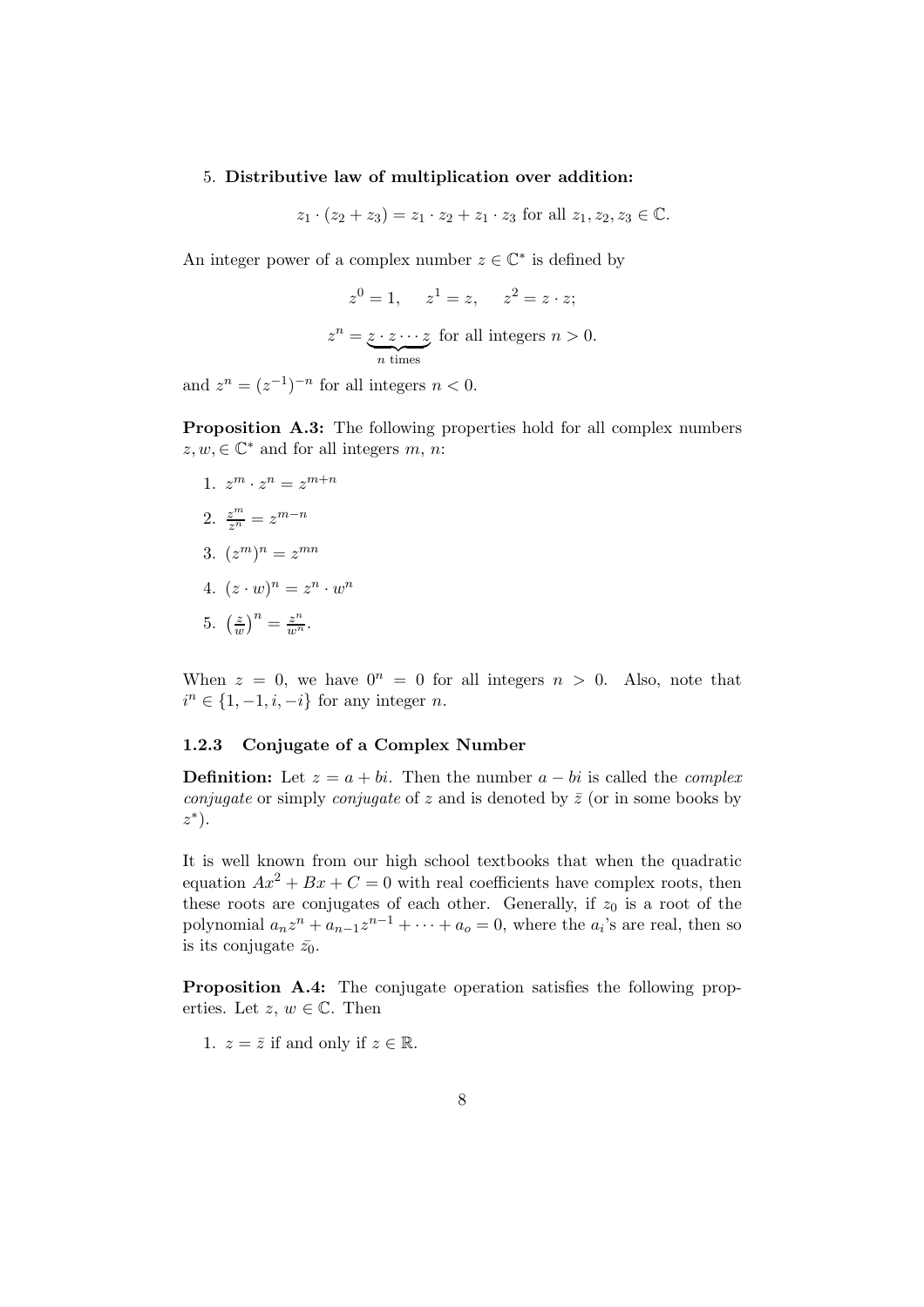5. **Distributive law of multiplication over addition:**

$$z_1 \cdot (z_2 + z_3) = z_1 \cdot z_2 + z_1 \cdot z_3 \text{ for all } z_1, z_2, z_3 \in \mathbb{C}.$$

An integer power of a complex number $z \in \mathbb{C}^*$ is defined by

$$z^0 = 1, \quad z^1 = z, \quad z^2 = z \cdot z;$$

$$z^n = \underbrace{z \cdot z \cdots z}_{n \text{ times}} \text{ for all integers } n > 0.$$

and $z^n = (z^{-1})^{-n}$ for all integers $n < 0$.

**Proposition A.3:** The following properties hold for all complex numbers $z, w, \in \mathbb{C}^*$ and for all integers $m$, $n$:

1. $z^m \cdot z^n = z^{m+n}$
2. $\frac{z^m}{z^n} = z^{m-n}$
3. $(z^m)^n = z^{mn}$
4. $(z \cdot w)^n = z^n \cdot w^n$
5. $\left(\frac{z}{w}\right)^n = \frac{z^n}{w^n}$.

When $z = 0$, we have $0^n = 0$ for all integers $n > 0$. Also, note that $i^n \in \{1, -1, i, -i\}$ for any integer $n$.

### 1.2.3 Conjugate of a Complex Number

**Definition:** Let $z = a + bi$. Then the number $a - bi$ is called the *complex conjugate* or simply *conjugate* of $z$ and is denoted by $\bar{z}$ (or in some books by $z^*$).

It is well known from our high school textbooks that when the quadratic equation $Ax^2 + Bx + C = 0$ with real coefficients have complex roots, then these roots are conjugates of each other. Generally, if $z_0$ is a root of the polynomial $a_n z^n + a_{n-1} z^{n-1} + \cdots + a_o = 0$, where the $a_i$'s are real, then so is its conjugate $\bar{z_0}$.

**Proposition A.4:** The conjugate operation satisfies the following properties. Let $z$, $w \in \mathbb{C}$. Then

1. $z = \bar{z}$ if and only if $z \in \mathbb{R}$.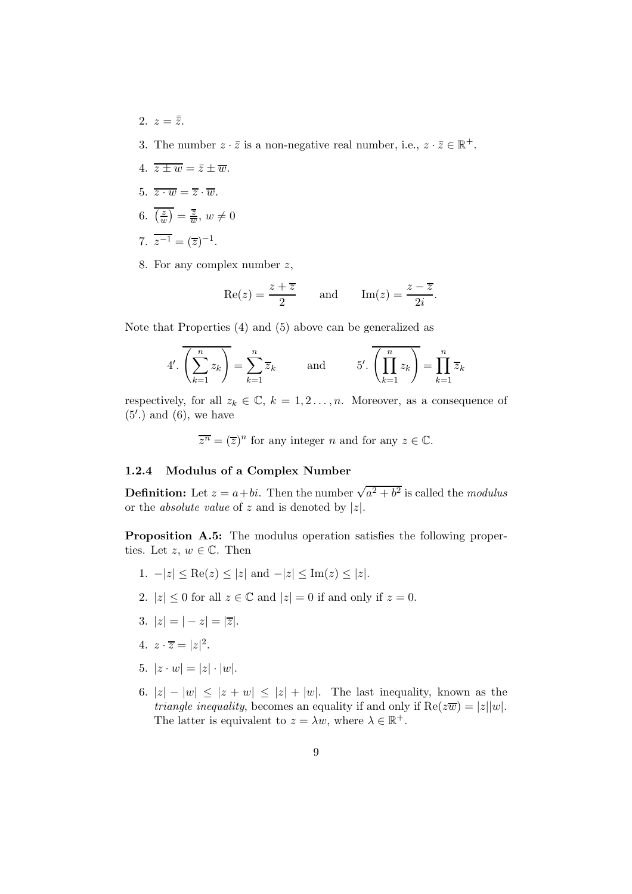2. $z = \bar{\bar{z}}$.

3. The number $z \cdot \bar{z}$ is a non-negative real number, i.e., $z \cdot \bar{z} \in \mathbb{R}^+$.

4. $\overline{z \pm w} = \bar{z} \pm \overline{w}$.

5. $\overline{z \cdot w} = \overline{z} \cdot \overline{w}$.

6. $\overline{\left(\frac{z}{w}\right)} = \frac{\overline{z}}{\overline{w}}$, $w \neq 0$

7. $\overline{z^{-1}} = (\overline{z})^{-1}$.

8. For any complex number $z$,

$$\mathrm{Re}(z) = \frac{z + \overline{z}}{2} \qquad \text{and} \qquad \mathrm{Im}(z) = \frac{z - \overline{z}}{2i}.$$

Note that Properties (4) and (5) above can be generalized as

$$4'. \ \overline{\left(\sum_{k=1}^{n} z_k\right)} = \sum_{k=1}^{n} \overline{z}_k \qquad \text{and} \qquad 5'. \ \overline{\left(\prod_{k=1}^{n} z_k\right)} = \prod_{k=1}^{n} \overline{z}_k$$

respectively, for all $z_k \in \mathbb{C}$, $k = 1, 2 \ldots, n$. Moreover, as a consequence of $(5'.)$ and (6), we have

$$\overline{z^n} = (\overline{z})^n \text{ for any integer } n \text{ and for any } z \in \mathbb{C}.$$

### 1.2.4 Modulus of a Complex Number

**Definition:** Let $z = a+bi$. Then the number $\sqrt{a^2 + b^2}$ is called the *modulus* or the *absolute value* of $z$ and is denoted by $|z|$.

**Proposition A.5:** The modulus operation satisfies the following properties. Let $z$, $w \in \mathbb{C}$. Then

1. $-|z| \leq \mathrm{Re}(z) \leq |z|$ and $-|z| \leq \mathrm{Im}(z) \leq |z|$.

2. $|z| \leq 0$ for all $z \in \mathbb{C}$ and $|z| = 0$ if and only if $z = 0$.

3. $|z| = |-z| = |\overline{z}|$.

4. $z \cdot \overline{z} = |z|^2$.

5. $|z \cdot w| = |z| \cdot |w|$.

6. $|z| - |w| \leq |z + w| \leq |z| + |w|$. The last inequality, known as the *triangle inequality*, becomes an equality if and only if $\mathrm{Re}(z\overline{w}) = |z||w|$. The latter is equivalent to $z = \lambda w$, where $\lambda \in \mathbb{R}^+$.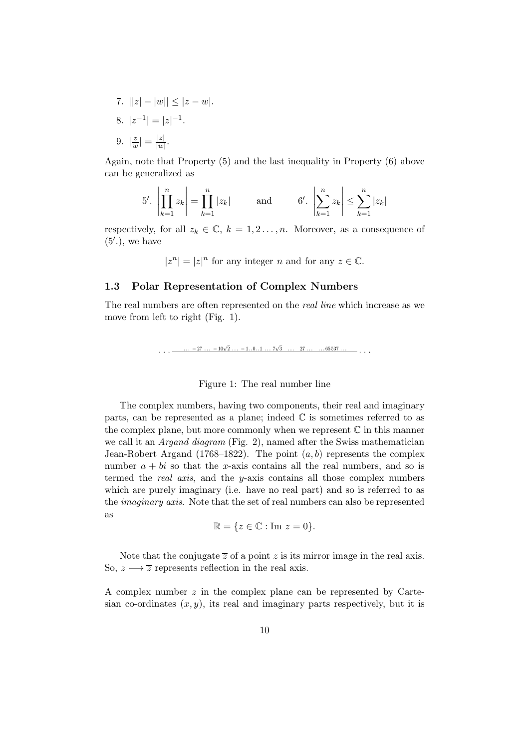7. $||z| - |w|| \leq |z - w|$.

8. $|z^{-1}| = |z|^{-1}$.

9. $|\frac{z}{w}| = \frac{|z|}{|w|}$.

Again, note that Property (5) and the last inequality in Property (6) above can be generalized as

$$5'. \left|\prod_{k=1}^{n} z_k\right| = \prod_{k=1}^{n} |z_k| \qquad \text{and} \qquad 6'. \left|\sum_{k=1}^{n} z_k\right| \leq \sum_{k=1}^{n} |z_k|$$

respectively, for all $z_k \in \mathbb{C}$, $k = 1, 2 \ldots, n$. Moreover, as a consequence of $(5'.)$, we have

$$|z^n| = |z|^n \text{ for any integer } n \text{ and for any } z \in \mathbb{C}.$$

### 1.3 Polar Representation of Complex Numbers

The real numbers are often represented on the *real line* which increase as we move from left to right (Fig. 1).

$$\ldots \; \ldots -27 \ldots -10\sqrt{2} \ldots -1 .. 0 .. 1 \ldots 7\sqrt{3} \;\; \ldots \;\; 27 \ldots \;\; \ldots 65537 \ldots \; \ldots$$

Figure 1: The real number line

The complex numbers, having two components, their real and imaginary parts, can be represented as a plane; indeed $\mathbb{C}$ is sometimes referred to as the complex plane, but more commonly when we represent $\mathbb{C}$ in this manner we call it an *Argand diagram* (Fig. 2), named after the Swiss mathematician Jean-Robert Argand (1768–1822). The point $(a, b)$ represents the complex number $a + bi$ so that the $x$-axis contains all the real numbers, and so is termed the *real axis*, and the $y$-axis contains all those complex numbers which are purely imaginary (i.e. have no real part) and so is referred to as the *imaginary axis*. Note that the set of real numbers can also be represented as

$$\mathbb{R} = \{z \in \mathbb{C} : \text{Im } z = 0\}.$$

Note that the conjugate $\overline{z}$ of a point $z$ is its mirror image in the real axis. So, $z \longmapsto \overline{z}$ represents reflection in the real axis.

A complex number $z$ in the complex plane can be represented by Cartesian co-ordinates $(x, y)$, its real and imaginary parts respectively, but it is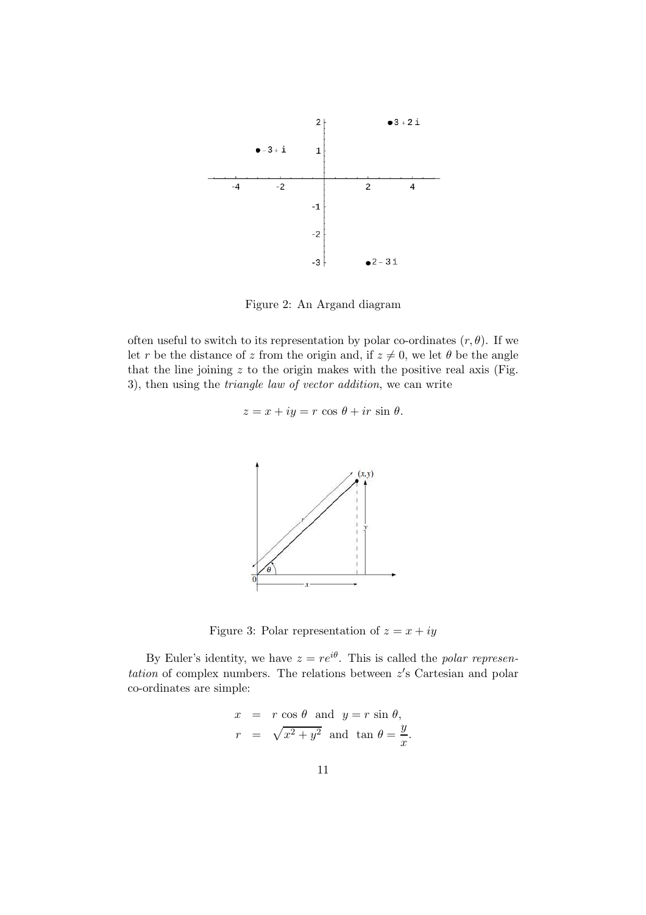Figure 2: An Argand diagram

often useful to switch to its representation by polar co-ordinates $(r, \theta)$. If we let $r$ be the distance of $z$ from the origin and, if $z \neq 0$, we let $\theta$ be the angle that the line joining $z$ to the origin makes with the positive real axis (Fig. 3), then using the *triangle law of vector addition*, we can write

$$z = x + iy = r \cos \theta + ir \sin \theta.$$

Figure 3: Polar representation of $z = x + iy$

By Euler's identity, we have $z = re^{i\theta}$. This is called the *polar representation* of complex numbers. The relations between $z'$s Cartesian and polar co-ordinates are simple:

$$\begin{aligned} x &= r \cos \theta \;\text{ and }\; y = r \sin \theta, \\ r &= \sqrt{x^2 + y^2} \;\text{ and }\; \tan \theta = \frac{y}{x}. \end{aligned}$$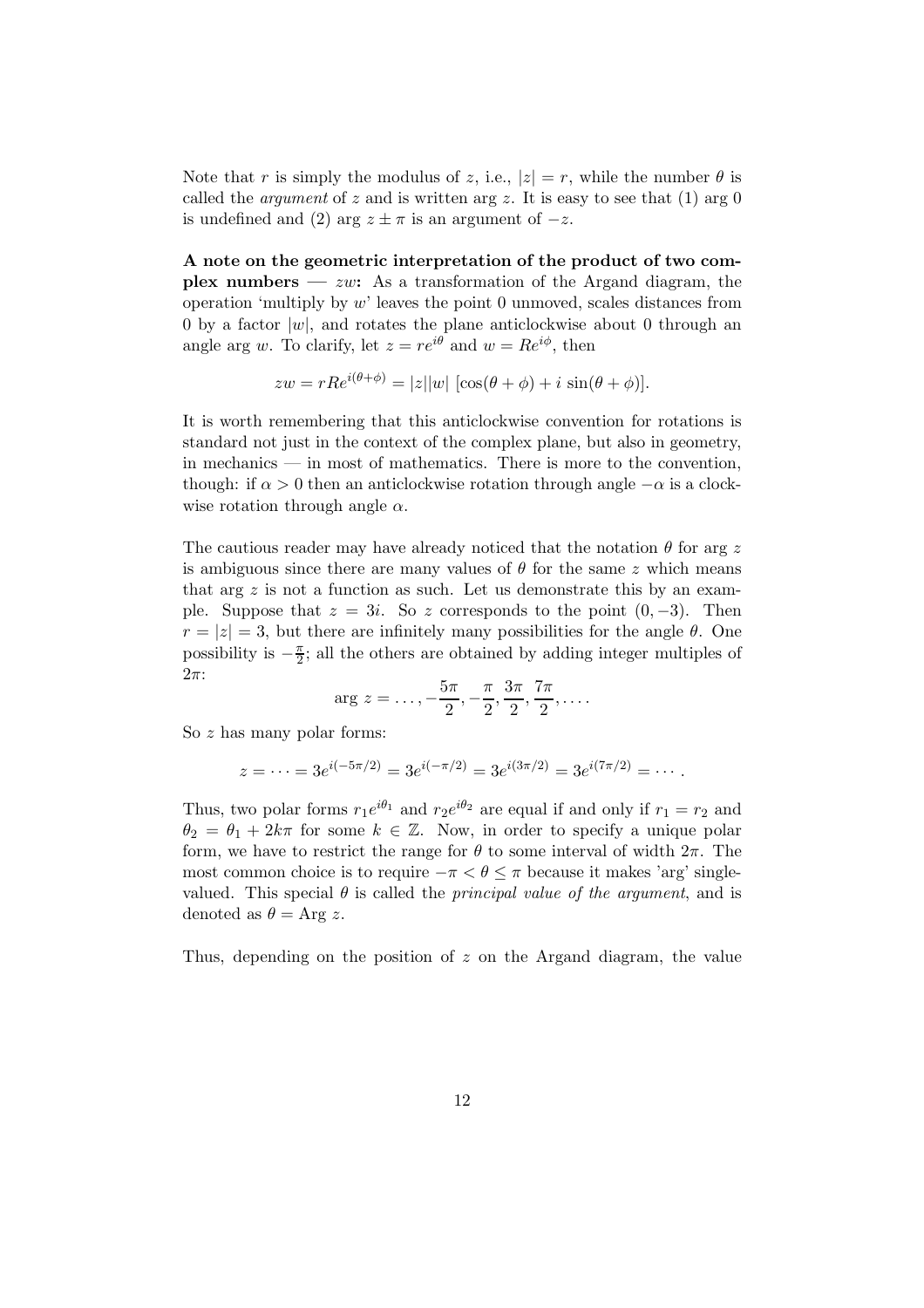Note that $r$ is simply the modulus of $z$, i.e., $|z| = r$, while the number $\theta$ is called the *argument* of $z$ and is written arg $z$. It is easy to see that (1) arg 0 is undefined and (2) arg $z \pm \pi$ is an argument of $-z$.

**A note on the geometric interpretation of the product of two complex numbers — $zw$:** As a transformation of the Argand diagram, the operation 'multiply by $w$' leaves the point 0 unmoved, scales distances from 0 by a factor $|w|$, and rotates the plane anticlockwise about 0 through an angle arg $w$. To clarify, let $z = re^{i\theta}$ and $w = Re^{i\phi}$, then

$$zw = rRe^{i(\theta+\phi)} = |z||w| \; [\cos(\theta + \phi) + i \, \sin(\theta + \phi)].$$

It is worth remembering that this anticlockwise convention for rotations is standard not just in the context of the complex plane, but also in geometry, in mechanics — in most of mathematics. There is more to the convention, though: if $\alpha > 0$ then an anticlockwise rotation through angle $-\alpha$ is a clockwise rotation through angle $\alpha$.

The cautious reader may have already noticed that the notation $\theta$ for arg $z$ is ambiguous since there are many values of $\theta$ for the same $z$ which means that arg $z$ is not a function as such. Let us demonstrate this by an example. Suppose that $z = 3i$. So $z$ corresponds to the point $(0, -3)$. Then $r = |z| = 3$, but there are infinitely many possibilities for the angle $\theta$. One possibility is $-\frac{\pi}{2}$; all the others are obtained by adding integer multiples of $2\pi$:

$$\text{arg } z = \ldots, -\frac{5\pi}{2}, -\frac{\pi}{2}, \frac{3\pi}{2}, \frac{7\pi}{2}, \ldots.$$

So $z$ has many polar forms:

$$z = \cdots = 3e^{i(-5\pi/2)} = 3e^{i(-\pi/2)} = 3e^{i(3\pi/2)} = 3e^{i(7\pi/2)} = \cdots.$$

Thus, two polar forms $r_1 e^{i\theta_1}$ and $r_2 e^{i\theta_2}$ are equal if and only if $r_1 = r_2$ and $\theta_2 = \theta_1 + 2k\pi$ for some $k \in \mathbb{Z}$. Now, in order to specify a unique polar form, we have to restrict the range for $\theta$ to some interval of width $2\pi$. The most common choice is to require $-\pi < \theta \leq \pi$ because it makes 'arg' single-valued. This special $\theta$ is called the *principal value of the argument*, and is denoted as $\theta = \text{Arg } z$.

Thus, depending on the position of $z$ on the Argand diagram, the value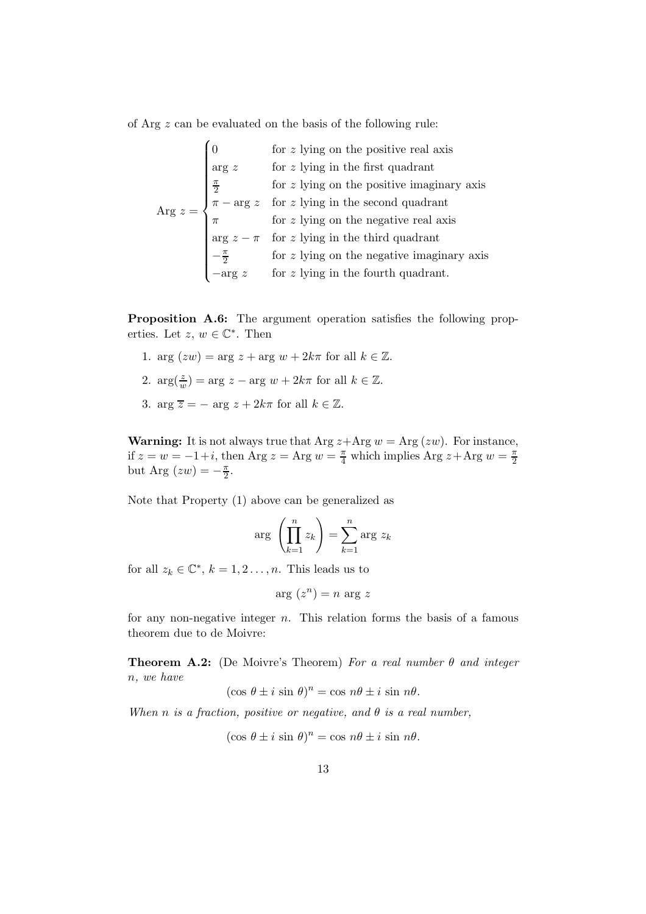of Arg $z$ can be evaluated on the basis of the following rule:

$$\text{Arg } z = \begin{cases} 0 & \text{for } z \text{ lying on the positive real axis} \\ \text{arg } z & \text{for } z \text{ lying in the first quadrant} \\ \frac{\pi}{2} & \text{for } z \text{ lying on the positive imaginary axis} \\ \pi - \text{arg } z & \text{for } z \text{ lying in the second quadrant} \\ \pi & \text{for } z \text{ lying on the negative real axis} \\ \text{arg } z - \pi & \text{for } z \text{ lying in the third quadrant} \\ -\frac{\pi}{2} & \text{for } z \text{ lying on the negative imaginary axis} \\ -\text{arg } z & \text{for } z \text{ lying in the fourth quadrant.} \end{cases}$$

**Proposition A.6:** The argument operation satisfies the following properties. Let $z,\, w \in \mathbb{C}^*$. Then

1. $\text{arg }(zw) = \text{arg } z + \text{arg } w + 2k\pi$ for all $k \in \mathbb{Z}$.
2. $\text{arg}(\frac{z}{w}) = \text{arg } z - \text{arg } w + 2k\pi$ for all $k \in \mathbb{Z}$.
3. $\text{arg } \overline{z} = -\text{ arg } z + 2k\pi$ for all $k \in \mathbb{Z}$.

**Warning:** It is not always true that $\text{Arg } z + \text{Arg } w = \text{Arg }(zw)$. For instance, if $z = w = -1+i$, then $\text{Arg } z = \text{Arg } w = \frac{\pi}{4}$ which implies $\text{Arg } z + \text{Arg } w = \frac{\pi}{2}$ but $\text{Arg }(zw) = -\frac{\pi}{2}$.

Note that Property (1) above can be generalized as

$$\text{arg }\left(\prod_{k=1}^{n} z_k\right) = \sum_{k=1}^{n} \text{arg } z_k$$

for all $z_k \in \mathbb{C}^*$, $k = 1, 2 \ldots, n$. This leads us to

$$\text{arg }(z^n) = n \text{ arg } z$$

for any non-negative integer $n$. This relation forms the basis of a famous theorem due to de Moivre:

**Theorem A.2:** (De Moivre's Theorem) *For a real number $\theta$ and integer $n$, we have*

$$(\cos\,\theta \pm i\,\sin\,\theta)^n = \cos\,n\theta \pm i\,\sin\,n\theta.$$

*When $n$ is a fraction, positive or negative, and $\theta$ is a real number,*

$$(\cos\,\theta \pm i\,\sin\,\theta)^n = \cos\,n\theta \pm i\,\sin\,n\theta.$$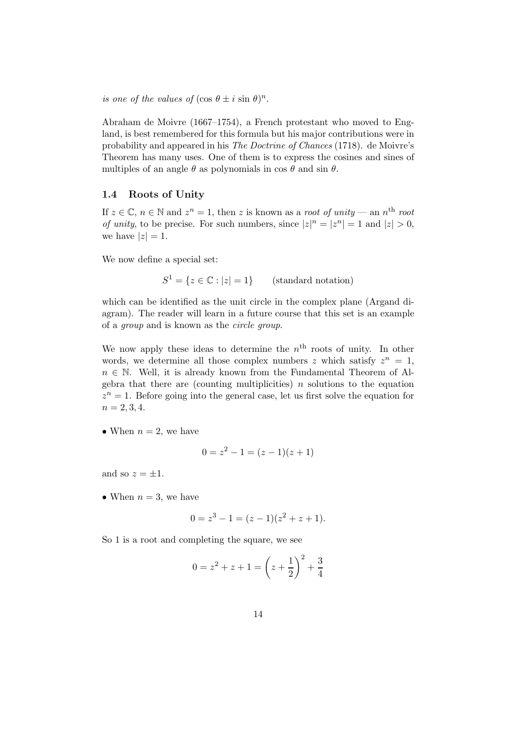*is one of the values of* $(\cos\,\theta \pm i\,\sin\,\theta)^n$.

Abraham de Moivre (1667–1754), a French protestant who moved to England, is best remembered for this formula but his major contributions were in probability and appeared in his *The Doctrine of Chances* (1718). de Moivre's Theorem has many uses. One of them is to express the cosines and sines of multiples of an angle $\theta$ as polynomials in cos $\theta$ and sin $\theta$.

### 1.4 Roots of Unity

If $z \in \mathbb{C}$, $n \in \mathbb{N}$ and $z^n = 1$, then $z$ is known as a *root of unity* — an $n^{\text{th}}$ *root of unity*, to be precise. For such numbers, since $|z|^n = |z^n| = 1$ and $|z| > 0$, we have $|z| = 1$.

We now define a special set:

$$S^1 = \{z \in \mathbb{C} : |z| = 1\} \qquad \text{(standard notation)}$$

which can be identified as the unit circle in the complex plane (Argand diagram). The reader will learn in a future course that this set is an example of a *group* and is known as the *circle group*.

We now apply these ideas to determine the $n^{\text{th}}$ roots of unity. In other words, we determine all those complex numbers $z$ which satisfy $z^n = 1$, $n \in \mathbb{N}$. Well, it is already known from the Fundamental Theorem of Algebra that there are (counting multiplicities) $n$ solutions to the equation $z^n = 1$. Before going into the general case, let us first solve the equation for $n = 2, 3, 4$.

- When $n = 2$, we have

$$0 = z^2 - 1 = (z - 1)(z + 1)$$

and so $z = \pm 1$.

- When $n = 3$, we have

$$0 = z^3 - 1 = (z - 1)(z^2 + z + 1).$$

So 1 is a root and completing the square, we see

$$0 = z^2 + z + 1 = \left(z + \frac{1}{2}\right)^2 + \frac{3}{4}$$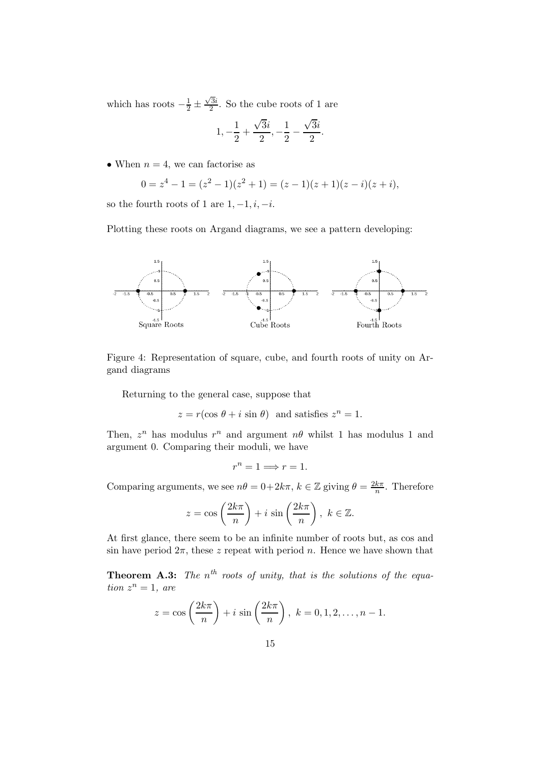which has roots $-\frac{1}{2} \pm \frac{\sqrt{3}i}{2}$. So the cube roots of 1 are

$$1, -\frac{1}{2} + \frac{\sqrt{3}i}{2}, -\frac{1}{2} - \frac{\sqrt{3}i}{2}.$$

- When $n = 4$, we can factorise as

$$0 = z^4 - 1 = (z^2 - 1)(z^2 + 1) = (z - 1)(z + 1)(z - i)(z + i),$$

so the fourth roots of 1 are $1, -1, i, -i$.

Plotting these roots on Argand diagrams, we see a pattern developing:

Figure 4: Representation of square, cube, and fourth roots of unity on Argand diagrams

Returning to the general case, suppose that

$$z = r(\cos\,\theta + i\,\sin\,\theta) \text{ and satisfies } z^n = 1.$$

Then, $z^n$ has modulus $r^n$ and argument $n\theta$ whilst 1 has modulus 1 and argument 0. Comparing their moduli, we have

$$r^n = 1 \Longrightarrow r = 1.$$

Comparing arguments, we see $n\theta = 0 + 2k\pi$, $k \in \mathbb{Z}$ giving $\theta = \frac{2k\pi}{n}$. Therefore

$$z = \cos\left(\frac{2k\pi}{n}\right) + i\,\sin\left(\frac{2k\pi}{n}\right),\ k \in \mathbb{Z}.$$

At first glance, there seem to be an infinite number of roots but, as cos and sin have period $2\pi$, these $z$ repeat with period $n$. Hence we have shown that

**Theorem A.3:** *The $n^{th}$ roots of unity, that is the solutions of the equation $z^n = 1$, are*

$$z = \cos\left(\frac{2k\pi}{n}\right) + i\,\sin\left(\frac{2k\pi}{n}\right),\ k = 0, 1, 2, \ldots, n - 1.$$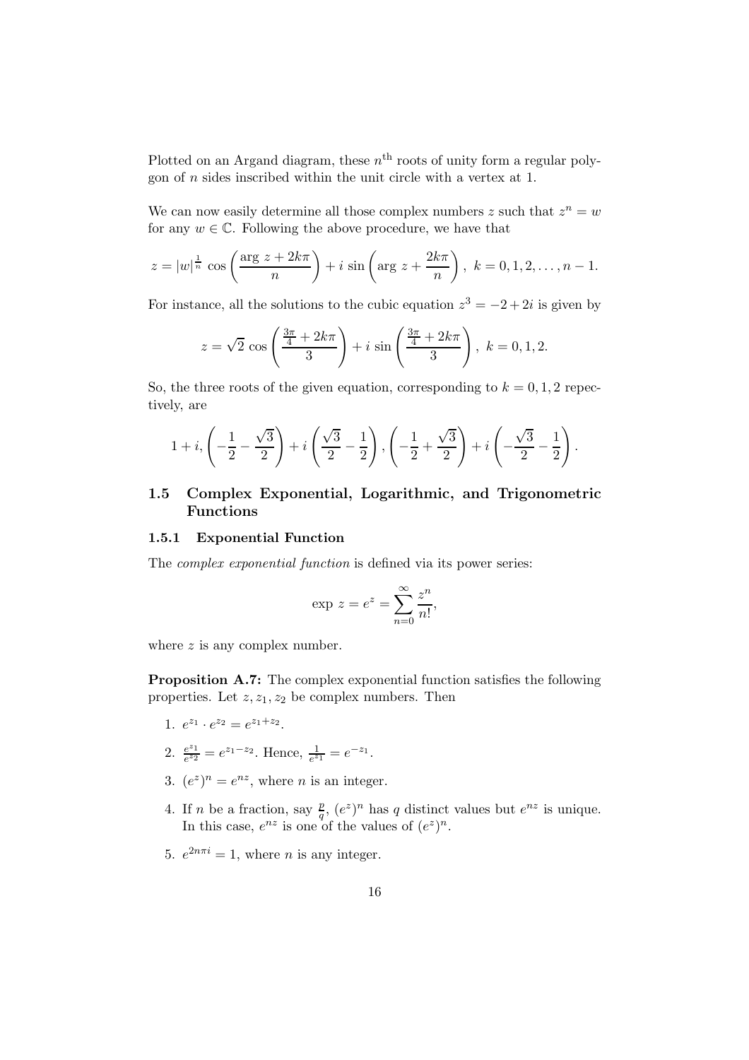Plotted on an Argand diagram, these $n^{\text{th}}$ roots of unity form a regular polygon of $n$ sides inscribed within the unit circle with a vertex at 1.

We can now easily determine all those complex numbers $z$ such that $z^n = w$ for any $w \in \mathbb{C}$. Following the above procedure, we have that

$$z = |w|^{\frac{1}{n}} \cos\left(\frac{\arg\, z + 2k\pi}{n}\right) + i\, \sin\left(\arg\, z + \frac{2k\pi}{n}\right),\ k = 0, 1, 2, \ldots, n-1.$$

For instance, all the solutions to the cubic equation $z^3 = -2 + 2i$ is given by

$$z = \sqrt{2}\, \cos\left(\frac{\frac{3\pi}{4} + 2k\pi}{3}\right) + i\, \sin\left(\frac{\frac{3\pi}{4} + 2k\pi}{3}\right),\ k = 0, 1, 2.$$

So, the three roots of the given equation, corresponding to $k = 0, 1, 2$ repectively, are

$$1 + i, \left(-\frac{1}{2} - \frac{\sqrt{3}}{2}\right) + i\left(\frac{\sqrt{3}}{2} - \frac{1}{2}\right), \left(-\frac{1}{2} + \frac{\sqrt{3}}{2}\right) + i\left(-\frac{\sqrt{3}}{2} - \frac{1}{2}\right).$$

## 1.5 Complex Exponential, Logarithmic, and Trigonometric Functions

### 1.5.1 Exponential Function

The *complex exponential function* is defined via its power series:

$$\exp\, z = e^z = \sum_{n=0}^{\infty} \frac{z^n}{n!},$$

where $z$ is any complex number.

**Proposition A.7:** The complex exponential function satisfies the following properties. Let $z, z_1, z_2$ be complex numbers. Then

1. $e^{z_1} \cdot e^{z_2} = e^{z_1 + z_2}$.
2. $\frac{e^{z_1}}{e^{z_2}} = e^{z_1 - z_2}$. Hence, $\frac{1}{e^{z_1}} = e^{-z_1}$.
3. $(e^z)^n = e^{nz}$, where $n$ is an integer.
4. If $n$ be a fraction, say $\frac{p}{q}$, $(e^z)^n$ has $q$ distinct values but $e^{nz}$ is unique. In this case, $e^{nz}$ is one of the values of $(e^z)^n$.
5. $e^{2n\pi i} = 1$, where $n$ is any integer.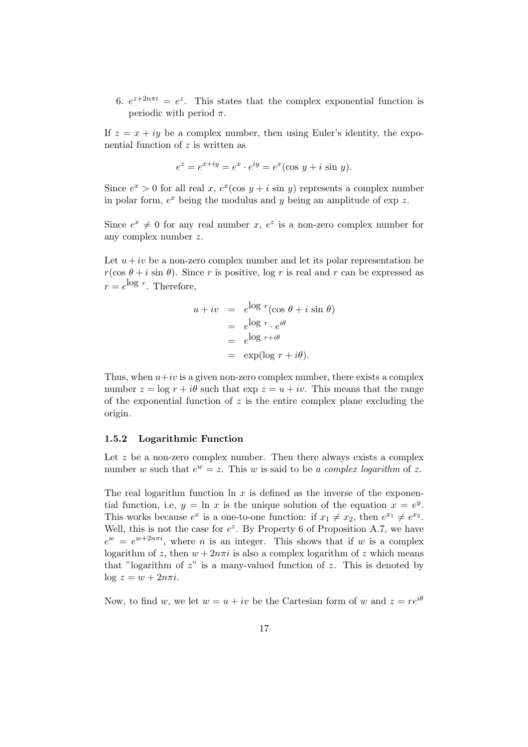6. $e^{z+2n\pi i} = e^z$. This states that the complex exponential function is periodic with period $\pi$.

If $z = x + iy$ be a complex number, then using Euler's identity, the exponential function of $z$ is written as

$$e^z = e^{x+iy} = e^x \cdot e^{iy} = e^x(\cos\, y + i\, \sin\, y).$$

Since $e^x > 0$ for all real $x$, $e^x(\cos\, y + i\, \sin\, y)$ represents a complex number in polar form, $e^x$ being the modulus and $y$ being an amplitude of $\exp\, z$.

Since $e^x \neq 0$ for any real number $x$, $e^z$ is a non-zero complex number for any complex number $z$.

Let $u + iv$ be a non-zero complex number and let its polar representation be $r(\cos\, \theta + i\, \sin\, \theta)$. Since $r$ is positive, $\log\, r$ is real and $r$ can be expressed as $r = e^{\log\, r}$. Therefore,

$$\begin{aligned}
u + iv &= e^{\log\, r}(\cos\, \theta + i\, \sin\, \theta) \\
&= e^{\log\, r} \cdot e^{i\theta} \\
&= e^{\log\, r + i\theta} \\
&= \exp(\log\, r + i\theta).
\end{aligned}$$

Thus, when $u+iv$ is a given non-zero complex number, there exists a complex number $z = \log\, r + i\theta$ such that $\exp\, z = u + iv$. This means that the range of the exponential function of $z$ is the entire complex plane excluding the origin.

### 1.5.2 Logarithmic Function

Let $z$ be a non-zero complex number. Then there always exists a complex number $w$ such that $e^w = z$. This $w$ is said to be *a complex logarithm* of $z$.

The real logarithm function $\ln\, x$ is defined as the inverse of the exponential function, i.e, $y = \ln\, x$ is the unique solution of the equation $x = e^y$. This works because $e^x$ is a one-to-one function: if $x_1 \neq x_2$, then $e^{x_1} \neq e^{x_2}$. Well, this is not the case for $e^z$. By Property 6 of Proposition A.7, we have $e^w = e^{w+2n\pi i}$, where $n$ is an integer. This shows that if $w$ is a complex logarithm of $z$, then $w + 2n\pi i$ is also a complex logarithm of $z$ which means that "logarithm of $z$" is a many-valued function of $z$. This is denoted by $\log\, z = w + 2n\pi i$.

Now, to find $w$, we let $w = u + iv$ be the Cartesian form of $w$ and $z = re^{i\theta}$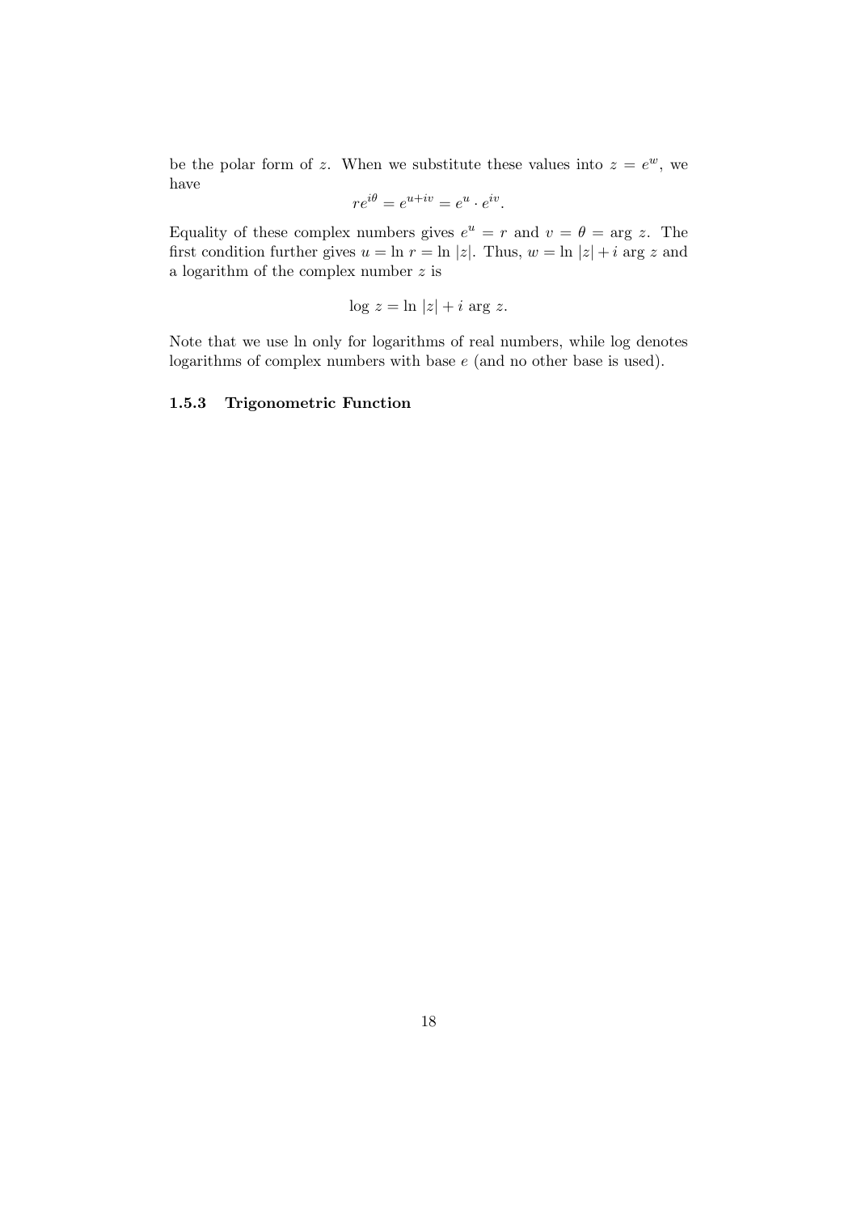be the polar form of $z$. When we substitute these values into $z = e^w$, we have

$$re^{i\theta} = e^{u+iv} = e^u \cdot e^{iv}.$$

Equality of these complex numbers gives $e^u = r$ and $v = \theta = \arg z$. The first condition further gives $u = \ln r = \ln |z|$. Thus, $w = \ln |z| + i \arg z$ and a logarithm of the complex number $z$ is

$$\log z = \ln |z| + i \arg z.$$

Note that we use ln only for logarithms of real numbers, while log denotes logarithms of complex numbers with base $e$ (and no other base is used).

### 1.5.3 Trigonometric Function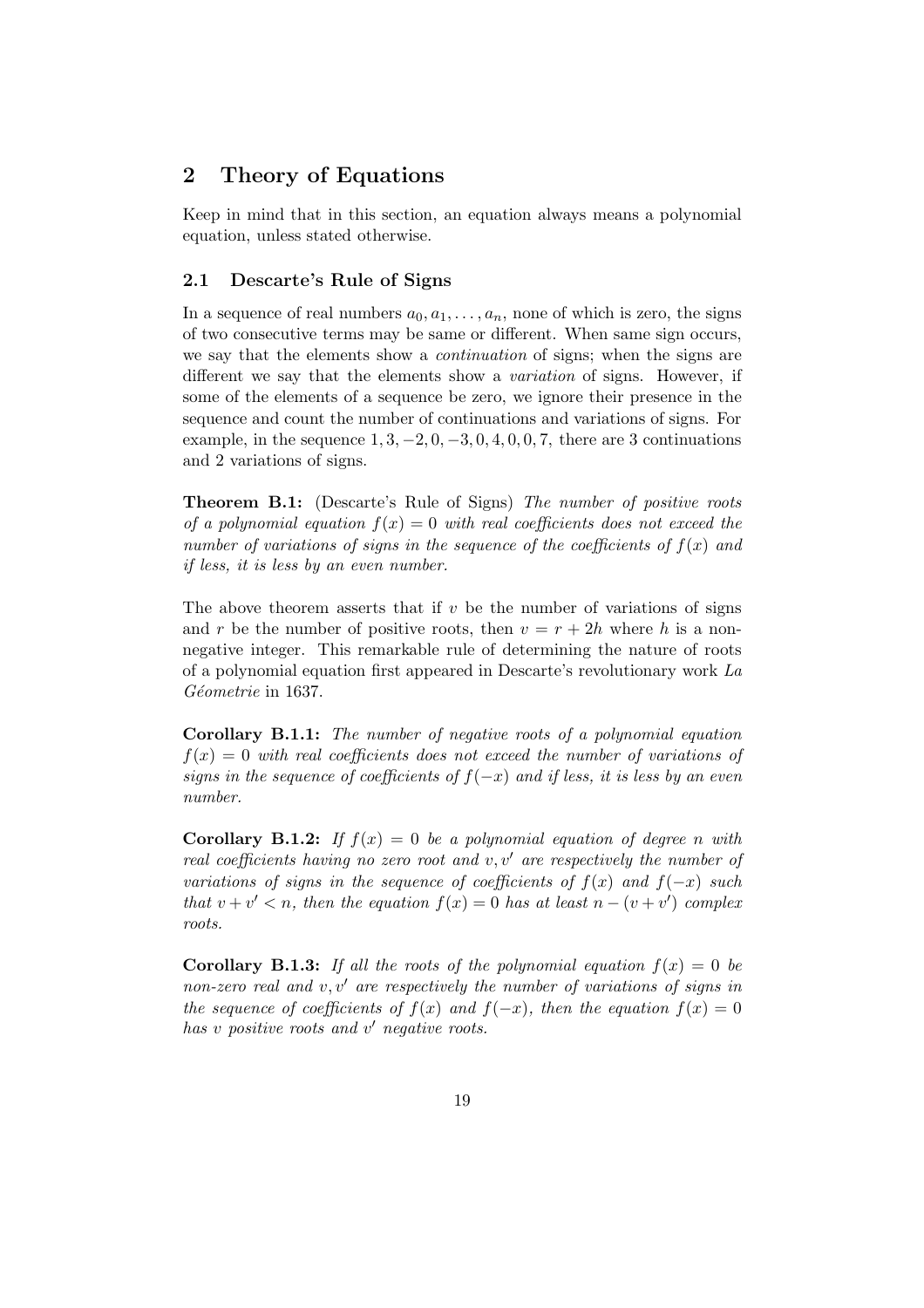## 2 Theory of Equations

Keep in mind that in this section, an equation always means a polynomial equation, unless stated otherwise.

### 2.1 Descarte's Rule of Signs

In a sequence of real numbers $a_0, a_1, \ldots, a_n$, none of which is zero, the signs of two consecutive terms may be same or different. When same sign occurs, we say that the elements show a *continuation* of signs; when the signs are different we say that the elements show a *variation* of signs. However, if some of the elements of a sequence be zero, we ignore their presence in the sequence and count the number of continuations and variations of signs. For example, in the sequence $1, 3, -2, 0, -3, 0, 4, 0, 0, 7$, there are 3 continuations and 2 variations of signs.

**Theorem B.1:** (Descarte's Rule of Signs) *The number of positive roots of a polynomial equation $f(x) = 0$ with real coefficients does not exceed the number of variations of signs in the sequence of the coefficients of $f(x)$ and if less, it is less by an even number.*

The above theorem asserts that if $v$ be the number of variations of signs and $r$ be the number of positive roots, then $v = r + 2h$ where $h$ is a non-negative integer. This remarkable rule of determining the nature of roots of a polynomial equation first appeared in Descarte's revolutionary work *La Géometrie* in 1637.

**Corollary B.1.1:** *The number of negative roots of a polynomial equation $f(x) = 0$ with real coefficients does not exceed the number of variations of signs in the sequence of coefficients of $f(-x)$ and if less, it is less by an even number.*

**Corollary B.1.2:** *If $f(x) = 0$ be a polynomial equation of degree $n$ with real coefficients having no zero root and $v, v'$ are respectively the number of variations of signs in the sequence of coefficients of $f(x)$ and $f(-x)$ such that $v + v' < n$, then the equation $f(x) = 0$ has at least $n - (v + v')$ complex roots.*

**Corollary B.1.3:** *If all the roots of the polynomial equation $f(x) = 0$ be non-zero real and $v, v'$ are respectively the number of variations of signs in the sequence of coefficients of $f(x)$ and $f(-x)$, then the equation $f(x) = 0$ has $v$ positive roots and $v'$ negative roots.*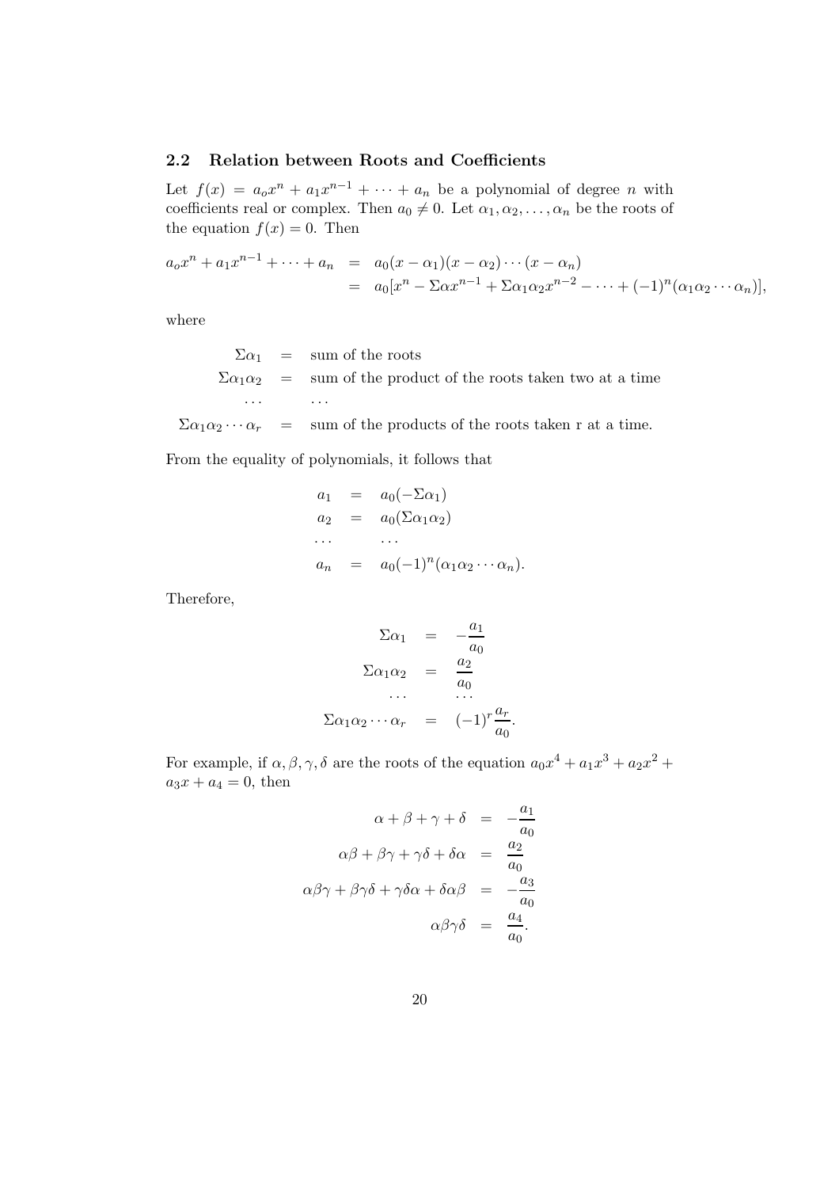### 2.2 Relation between Roots and Coefficients

Let $f(x) = a_o x^n + a_1 x^{n-1} + \cdots + a_n$ be a polynomial of degree $n$ with coefficients real or complex. Then $a_0 \neq 0$. Let $\alpha_1, \alpha_2, \ldots, \alpha_n$ be the roots of the equation $f(x) = 0$. Then

$$
\begin{aligned}
a_o x^n + a_1 x^{n-1} + \cdots + a_n &= a_0(x - \alpha_1)(x - \alpha_2)\cdots(x - \alpha_n) \\
&= a_0[x^n - \Sigma\alpha x^{n-1} + \Sigma\alpha_1\alpha_2 x^{n-2} - \cdots + (-1)^n(\alpha_1\alpha_2\cdots\alpha_n)],
\end{aligned}
$$

where

$$
\begin{aligned}
\Sigma\alpha_1 &= \text{sum of the roots} \\
\Sigma\alpha_1\alpha_2 &= \text{sum of the product of the roots taken two at a time} \\
\cdots & \quad \cdots \\
\Sigma\alpha_1\alpha_2\cdots\alpha_r &= \text{sum of the products of the roots taken r at a time.}
\end{aligned}
$$

From the equality of polynomials, it follows that

$$
\begin{aligned}
a_1 &= a_0(-\Sigma\alpha_1) \\
a_2 &= a_0(\Sigma\alpha_1\alpha_2) \\
\cdots & \quad \cdots \\
a_n &= a_0(-1)^n(\alpha_1\alpha_2\cdots\alpha_n).
\end{aligned}
$$

Therefore,

$$
\begin{aligned}
\Sigma\alpha_1 &= -\frac{a_1}{a_0} \\
\Sigma\alpha_1\alpha_2 &= \frac{a_2}{a_0} \\
\cdots & \quad \cdots \\
\Sigma\alpha_1\alpha_2\cdots\alpha_r &= (-1)^r\frac{a_r}{a_0}.
\end{aligned}
$$

For example, if $\alpha, \beta, \gamma, \delta$ are the roots of the equation $a_0x^4 + a_1x^3 + a_2x^2 + a_3x + a_4 = 0$, then

$$
\begin{aligned}
\alpha + \beta + \gamma + \delta &= -\frac{a_1}{a_0} \\
\alpha\beta + \beta\gamma + \gamma\delta + \delta\alpha &= \frac{a_2}{a_0} \\
\alpha\beta\gamma + \beta\gamma\delta + \gamma\delta\alpha + \delta\alpha\beta &= -\frac{a_3}{a_0} \\
\alpha\beta\gamma\delta &= \frac{a_4}{a_0}.
\end{aligned}
$$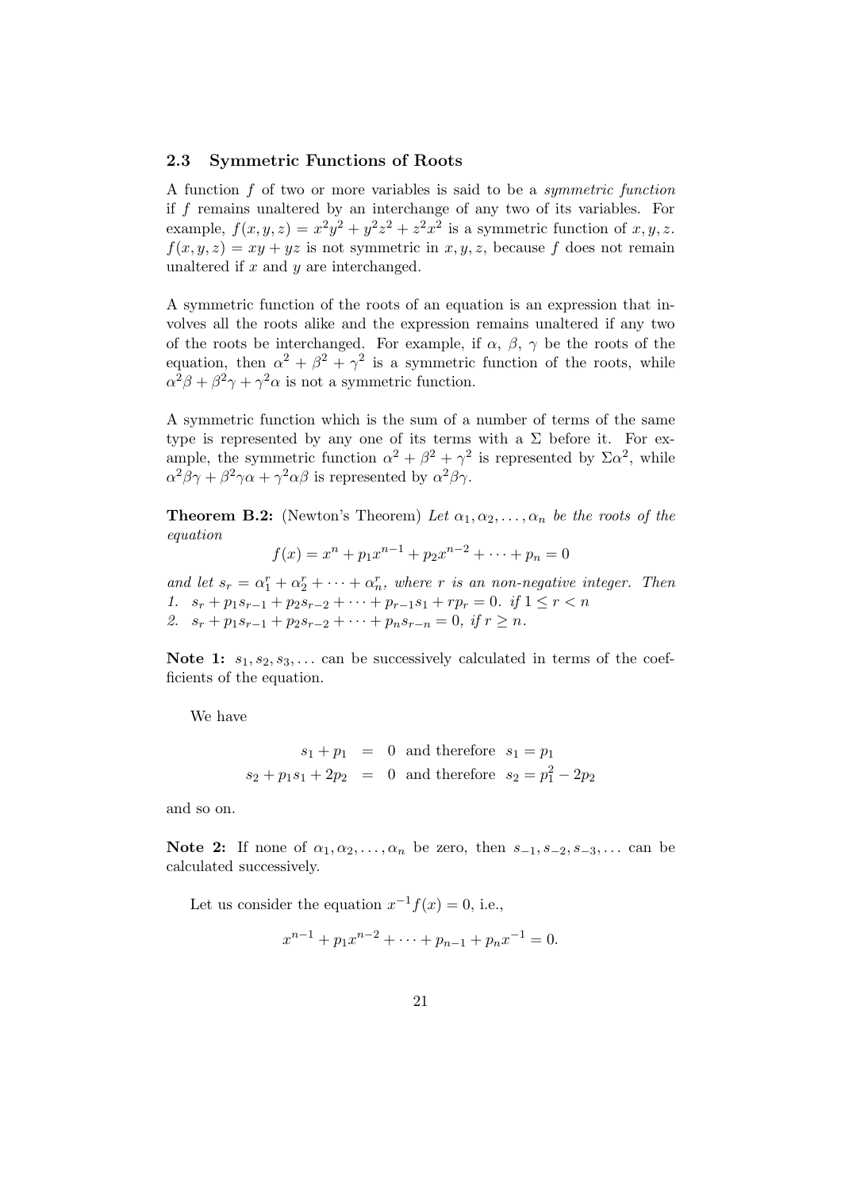### 2.3 Symmetric Functions of Roots

A function $f$ of two or more variables is said to be a *symmetric function* if $f$ remains unaltered by an interchange of any two of its variables. For example, $f(x,y,z) = x^2y^2 + y^2z^2 + z^2x^2$ is a symmetric function of $x, y, z$. $f(x,y,z) = xy + yz$ is not symmetric in $x, y, z$, because $f$ does not remain unaltered if $x$ and $y$ are interchanged.

A symmetric function of the roots of an equation is an expression that involves all the roots alike and the expression remains unaltered if any two of the roots be interchanged. For example, if $\alpha,\ \beta,\ \gamma$ be the roots of the equation, then $\alpha^2 + \beta^2 + \gamma^2$ is a symmetric function of the roots, while $\alpha^2\beta + \beta^2\gamma + \gamma^2\alpha$ is not a symmetric function.

A symmetric function which is the sum of a number of terms of the same type is represented by any one of its terms with a $\Sigma$ before it. For example, the symmetric function $\alpha^2 + \beta^2 + \gamma^2$ is represented by $\Sigma\alpha^2$, while $\alpha^2\beta\gamma + \beta^2\gamma\alpha + \gamma^2\alpha\beta$ is represented by $\alpha^2\beta\gamma$.

**Theorem B.2:** (Newton's Theorem) *Let $\alpha_1, \alpha_2, \ldots, \alpha_n$ be the roots of the equation*

$$f(x) = x^n + p_1x^{n-1} + p_2x^{n-2} + \cdots + p_n = 0$$

*and let $s_r = \alpha_1^r + \alpha_2^r + \cdots + \alpha_n^r$, where $r$ is an non-negative integer. Then*

1. $s_r + p_1s_{r-1} + p_2s_{r-2} + \cdots + p_{r-1}s_1 + rp_r = 0.$ *if $1 \leq r < n$*
2. $s_r + p_1s_{r-1} + p_2s_{r-2} + \cdots + p_ns_{r-n} = 0,$ *if $r \geq n$.*

**Note 1:** $s_1, s_2, s_3, \ldots$ can be successively calculated in terms of the coefficients of the equation.

We have

$$\begin{aligned} s_1 + p_1 &= 0 \text{ and therefore } s_1 = p_1 \\ s_2 + p_1s_1 + 2p_2 &= 0 \text{ and therefore } s_2 = p_1^2 - 2p_2 \end{aligned}$$

and so on.

**Note 2:** If none of $\alpha_1, \alpha_2, \ldots, \alpha_n$ be zero, then $s_{-1}, s_{-2}, s_{-3}, \ldots$ can be calculated successively.

Let us consider the equation $x^{-1}f(x) = 0$, i.e.,

$$x^{n-1} + p_1x^{n-2} + \cdots + p_{n-1} + p_nx^{-1} = 0.$$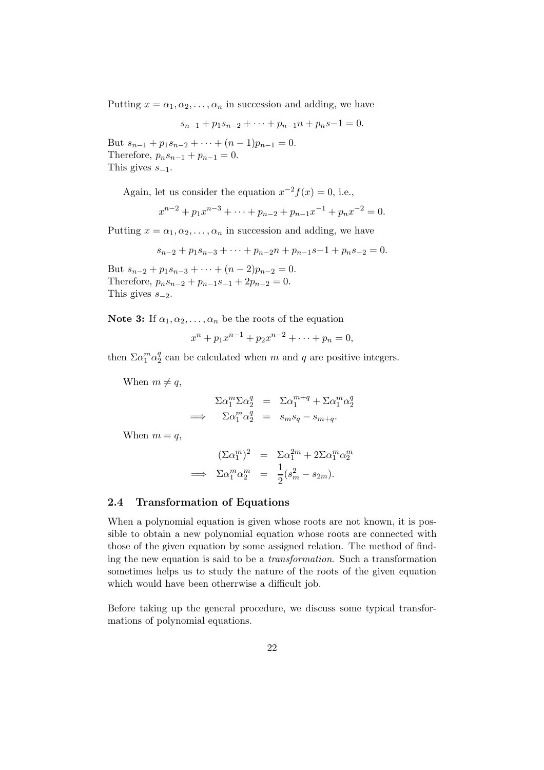Putting $x = \alpha_1, \alpha_2, \ldots, \alpha_n$ in succession and adding, we have

$$s_{n-1} + p_1 s_{n-2} + \cdots + p_{n-1} n + p_n s{-1} = 0.$$

But $s_{n-1} + p_1 s_{n-2} + \cdots + (n-1)p_{n-1} = 0$.
Therefore, $p_n s_{n-1} + p_{n-1} = 0$.
This gives $s_{-1}$.

Again, let us consider the equation $x^{-2} f(x) = 0$, i.e.,

$$x^{n-2} + p_1 x^{n-3} + \cdots + p_{n-2} + p_{n-1} x^{-1} + p_n x^{-2} = 0.$$

Putting $x = \alpha_1, \alpha_2, \ldots, \alpha_n$ in succession and adding, we have

$$s_{n-2} + p_1 s_{n-3} + \cdots + p_{n-2} n + p_{n-1} s{-1} + p_n s_{-2} = 0.$$

But $s_{n-2} + p_1 s_{n-3} + \cdots + (n-2)p_{n-2} = 0$.
Therefore, $p_n s_{n-2} + p_{n-1} s_{-1} + 2p_{n-2} = 0$.
This gives $s_{-2}$.

**Note 3:** If $\alpha_1, \alpha_2, \ldots, \alpha_n$ be the roots of the equation

$$x^n + p_1 x^{n-1} + p_2 x^{n-2} + \cdots + p_n = 0,$$

then $\Sigma \alpha_1^m \alpha_2^q$ can be calculated when $m$ and $q$ are positive integers.

When $m \neq q$,

$$\begin{aligned} \Sigma \alpha_1^m \Sigma \alpha_2^q &= \Sigma \alpha_1^{m+q} + \Sigma \alpha_1^m \alpha_2^q \\ \implies \quad \Sigma \alpha_1^m \alpha_2^q &= s_m s_q - s_{m+q}. \end{aligned}$$

When $m = q$,

$$\begin{aligned} (\Sigma \alpha_1^m)^2 &= \Sigma \alpha_1^{2m} + 2\Sigma \alpha_1^m \alpha_2^m \\ \implies \quad \Sigma \alpha_1^m \alpha_2^m &= \frac{1}{2}(s_m^2 - s_{2m}). \end{aligned}$$

## 2.4 Transformation of Equations

When a polynomial equation is given whose roots are not known, it is possible to obtain a new polynomial equation whose roots are connected with those of the given equation by some assigned relation. The method of finding the new equation is said to be a *transformation*. Such a transformation sometimes helps us to study the nature of the roots of the given equation which would have been otherrwise a difficult job.

Before taking up the general procedure, we discuss some typical transformations of polynomial equations.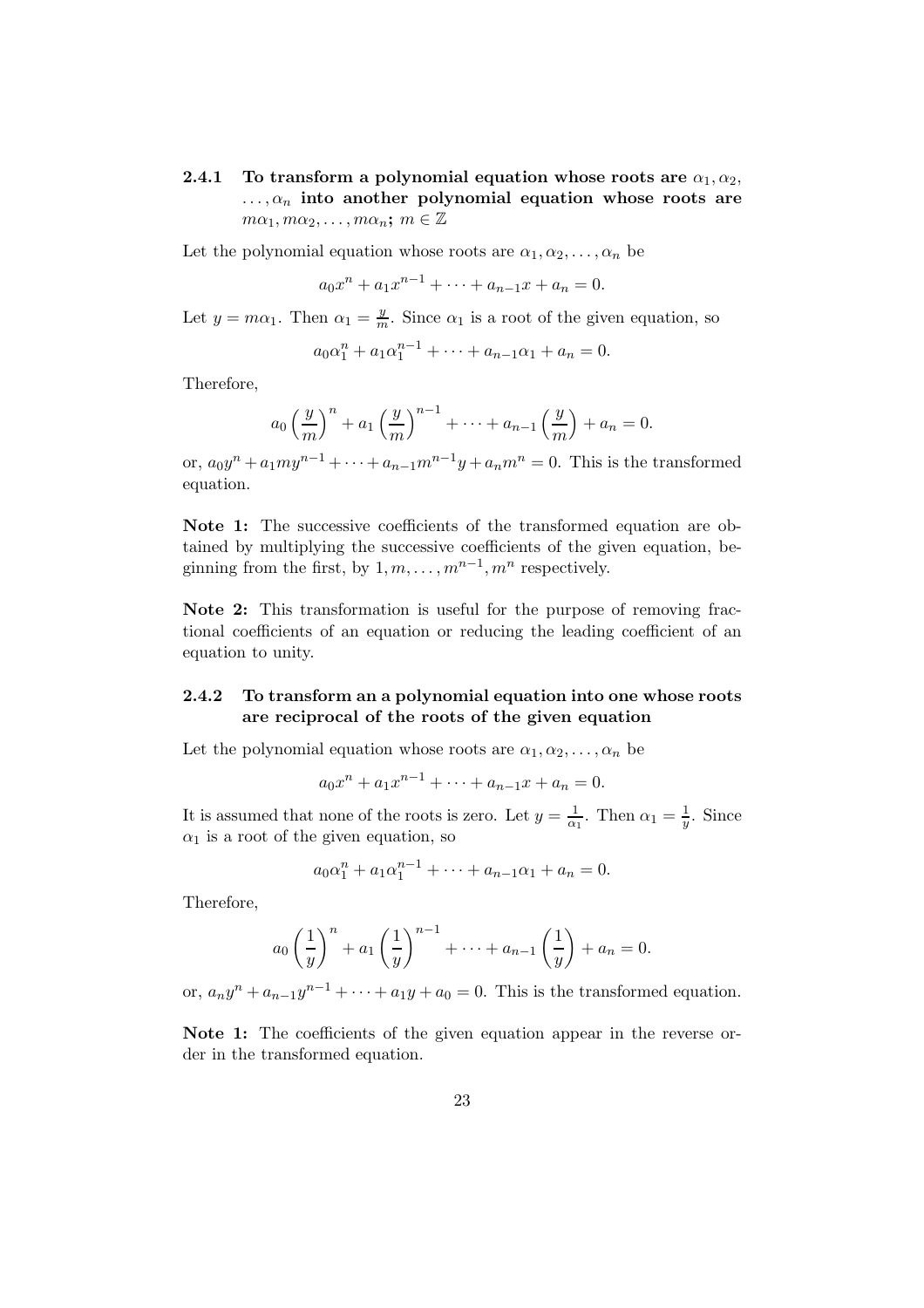### 2.4.1 To transform a polynomial equation whose roots are $\alpha_1, \alpha_2, \ldots, \alpha_n$ into another polynomial equation whose roots are $m\alpha_1, m\alpha_2, \ldots, m\alpha_n$; $m \in \mathbb{Z}$

Let the polynomial equation whose roots are $\alpha_1, \alpha_2, \ldots, \alpha_n$ be

$$a_0x^n + a_1x^{n-1} + \cdots + a_{n-1}x + a_n = 0.$$

Let $y = m\alpha_1$. Then $\alpha_1 = \frac{y}{m}$. Since $\alpha_1$ is a root of the given equation, so

$$a_0\alpha_1^n + a_1\alpha_1^{n-1} + \cdots + a_{n-1}\alpha_1 + a_n = 0.$$

Therefore,

$$a_0\left(\frac{y}{m}\right)^n + a_1\left(\frac{y}{m}\right)^{n-1} + \cdots + a_{n-1}\left(\frac{y}{m}\right) + a_n = 0.$$

or, $a_0y^n + a_1my^{n-1} + \cdots + a_{n-1}m^{n-1}y + a_nm^n = 0$. This is the transformed equation.

**Note 1:** The successive coefficients of the transformed equation are obtained by multiplying the successive coefficients of the given equation, beginning from the first, by $1, m, \ldots, m^{n-1}, m^n$ respectively.

**Note 2:** This transformation is useful for the purpose of removing fractional coefficients of an equation or reducing the leading coefficient of an equation to unity.

### 2.4.2 To transform an a polynomial equation into one whose roots are reciprocal of the roots of the given equation

Let the polynomial equation whose roots are $\alpha_1, \alpha_2, \ldots, \alpha_n$ be

$$a_0x^n + a_1x^{n-1} + \cdots + a_{n-1}x + a_n = 0.$$

It is assumed that none of the roots is zero. Let $y = \frac{1}{\alpha_1}$. Then $\alpha_1 = \frac{1}{y}$. Since $\alpha_1$ is a root of the given equation, so

$$a_0\alpha_1^n + a_1\alpha_1^{n-1} + \cdots + a_{n-1}\alpha_1 + a_n = 0.$$

Therefore,

$$a_0\left(\frac{1}{y}\right)^n + a_1\left(\frac{1}{y}\right)^{n-1} + \cdots + a_{n-1}\left(\frac{1}{y}\right) + a_n = 0.$$

or, $a_ny^n + a_{n-1}y^{n-1} + \cdots + a_1y + a_0 = 0$. This is the transformed equation.

**Note 1:** The coefficients of the given equation appear in the reverse order in the transformed equation.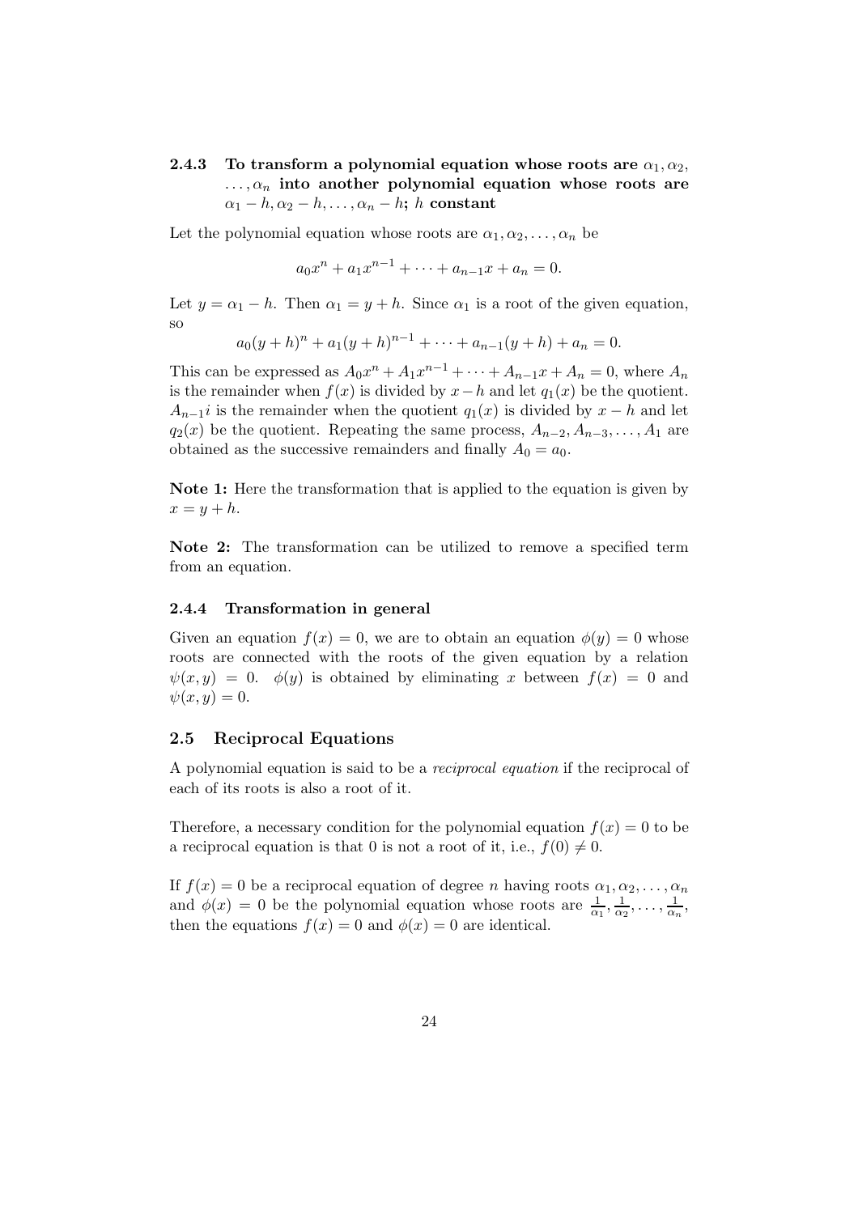### 2.4.3 To transform a polynomial equation whose roots are $\alpha_1, \alpha_2, \ldots, \alpha_n$ into another polynomial equation whose roots are $\alpha_1 - h, \alpha_2 - h, \ldots, \alpha_n - h$; $h$ constant

Let the polynomial equation whose roots are $\alpha_1, \alpha_2, \ldots, \alpha_n$ be

$$a_0x^n + a_1x^{n-1} + \cdots + a_{n-1}x + a_n = 0.$$

Let $y = \alpha_1 - h$. Then $\alpha_1 = y + h$. Since $\alpha_1$ is a root of the given equation, so

$$a_0(y + h)^n + a_1(y + h)^{n-1} + \cdots + a_{n-1}(y + h) + a_n = 0.$$

This can be expressed as $A_0x^n + A_1x^{n-1} + \cdots + A_{n-1}x + A_n = 0$, where $A_n$ is the remainder when $f(x)$ is divided by $x - h$ and let $q_1(x)$ be the quotient. $A_{n-1}i$ is the remainder when the quotient $q_1(x)$ is divided by $x - h$ and let $q_2(x)$ be the quotient. Repeating the same process, $A_{n-2}, A_{n-3}, \ldots, A_1$ are obtained as the successive remainders and finally $A_0 = a_0$.

**Note 1:** Here the transformation that is applied to the equation is given by $x = y + h$.

**Note 2:** The transformation can be utilized to remove a specified term from an equation.

### 2.4.4 Transformation in general

Given an equation $f(x) = 0$, we are to obtain an equation $\phi(y) = 0$ whose roots are connected with the roots of the given equation by a relation $\psi(x, y) = 0$. $\phi(y)$ is obtained by eliminating $x$ between $f(x) = 0$ and $\psi(x, y) = 0$.

## 2.5 Reciprocal Equations

A polynomial equation is said to be a *reciprocal equation* if the reciprocal of each of its roots is also a root of it.

Therefore, a necessary condition for the polynomial equation $f(x) = 0$ to be a reciprocal equation is that 0 is not a root of it, i.e., $f(0) \neq 0$.

If $f(x) = 0$ be a reciprocal equation of degree $n$ having roots $\alpha_1, \alpha_2, \ldots, \alpha_n$ and $\phi(x) = 0$ be the polynomial equation whose roots are $\frac{1}{\alpha_1}, \frac{1}{\alpha_2}, \ldots, \frac{1}{\alpha_n}$, then the equations $f(x) = 0$ and $\phi(x) = 0$ are identical.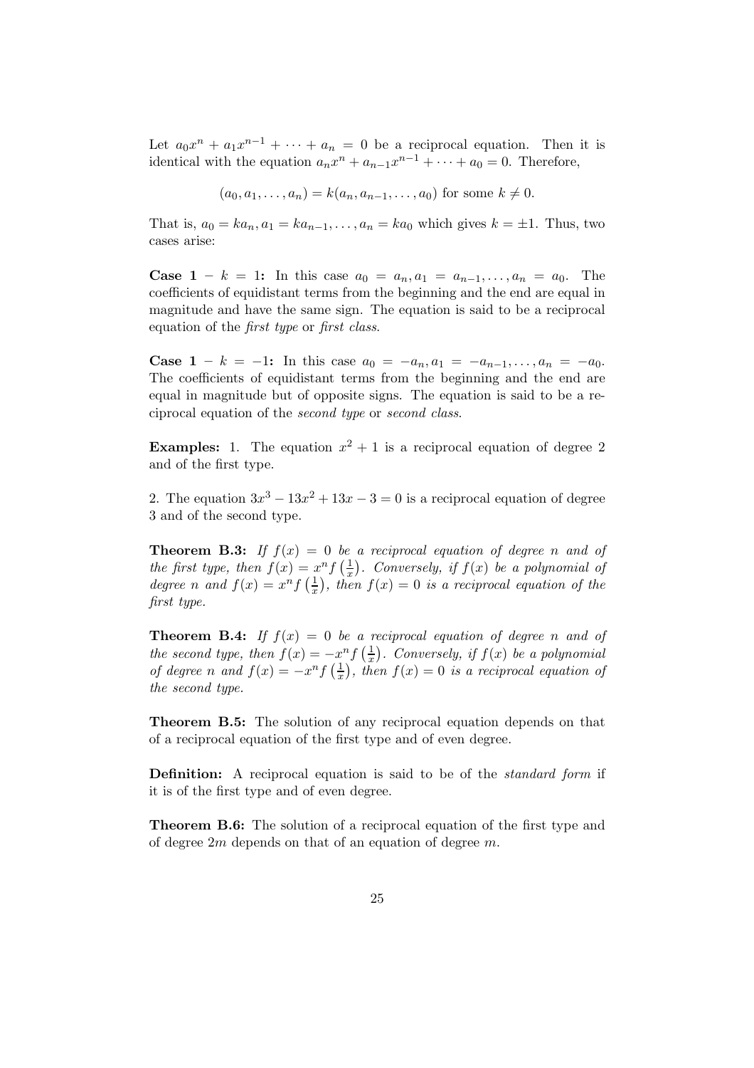Let $a_0x^n + a_1x^{n-1} + \cdots + a_n = 0$ be a reciprocal equation. Then it is identical with the equation $a_nx^n + a_{n-1}x^{n-1} + \cdots + a_0 = 0$. Therefore,

$$(a_0, a_1, \ldots, a_n) = k(a_n, a_{n-1}, \ldots, a_0) \text{ for some } k \neq 0.$$

That is, $a_0 = ka_n, a_1 = ka_{n-1}, \ldots, a_n = ka_0$ which gives $k = \pm 1$. Thus, two cases arise:

**Case 1 – $k = 1$:** In this case $a_0 = a_n, a_1 = a_{n-1}, \ldots, a_n = a_0$. The coefficients of equidistant terms from the beginning and the end are equal in magnitude and have the same sign. The equation is said to be a reciprocal equation of the *first type* or *first class*.

**Case 1 – $k = -1$:** In this case $a_0 = -a_n, a_1 = -a_{n-1}, \ldots, a_n = -a_0$. The coefficients of equidistant terms from the beginning and the end are equal in magnitude but of opposite signs. The equation is said to be a reciprocal equation of the *second type* or *second class*.

**Examples:** 1. The equation $x^2 + 1$ is a reciprocal equation of degree 2 and of the first type.

2. The equation $3x^3 - 13x^2 + 13x - 3 = 0$ is a reciprocal equation of degree 3 and of the second type.

**Theorem B.3:** *If $f(x) = 0$ be a reciprocal equation of degree $n$ and of the first type, then $f(x) = x^n f\left(\frac{1}{x}\right)$. Conversely, if $f(x)$ be a polynomial of degree $n$ and $f(x) = x^n f\left(\frac{1}{x}\right)$, then $f(x) = 0$ is a reciprocal equation of the first type.*

**Theorem B.4:** *If $f(x) = 0$ be a reciprocal equation of degree $n$ and of the second type, then $f(x) = -x^n f\left(\frac{1}{x}\right)$. Conversely, if $f(x)$ be a polynomial of degree $n$ and $f(x) = -x^n f\left(\frac{1}{x}\right)$, then $f(x) = 0$ is a reciprocal equation of the second type.*

**Theorem B.5:** The solution of any reciprocal equation depends on that of a reciprocal equation of the first type and of even degree.

**Definition:** A reciprocal equation is said to be of the *standard form* if it is of the first type and of even degree.

**Theorem B.6:** The solution of a reciprocal equation of the first type and of degree $2m$ depends on that of an equation of degree $m$.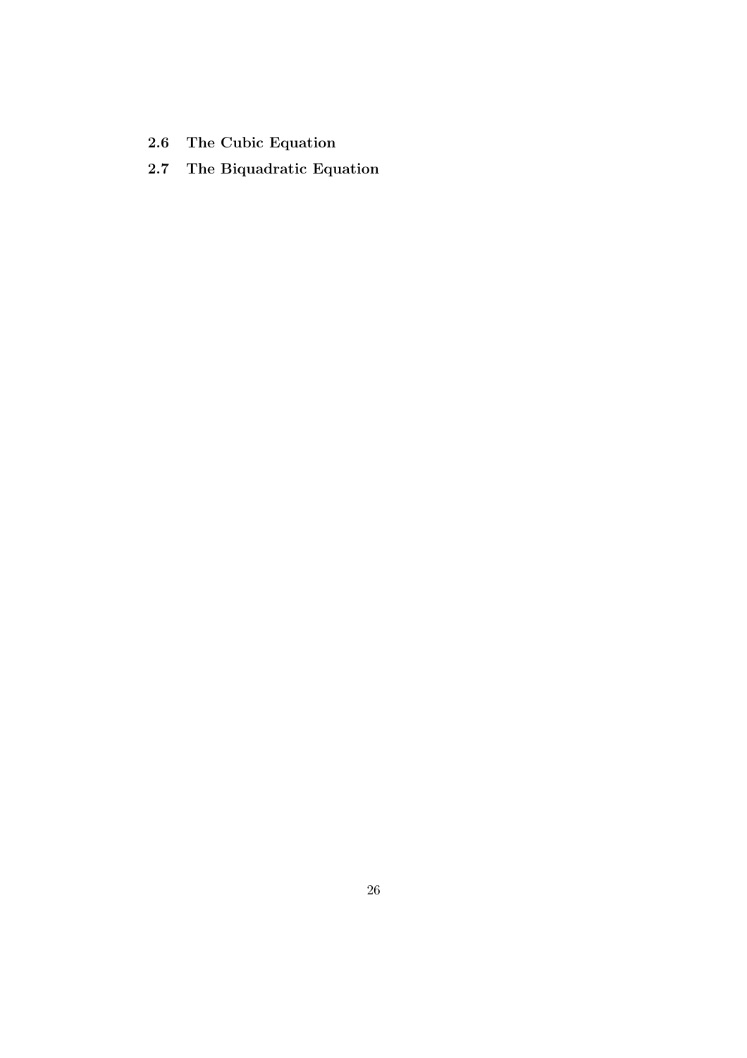### 2.6 The Cubic Equation

### 2.7 The Biquadratic Equation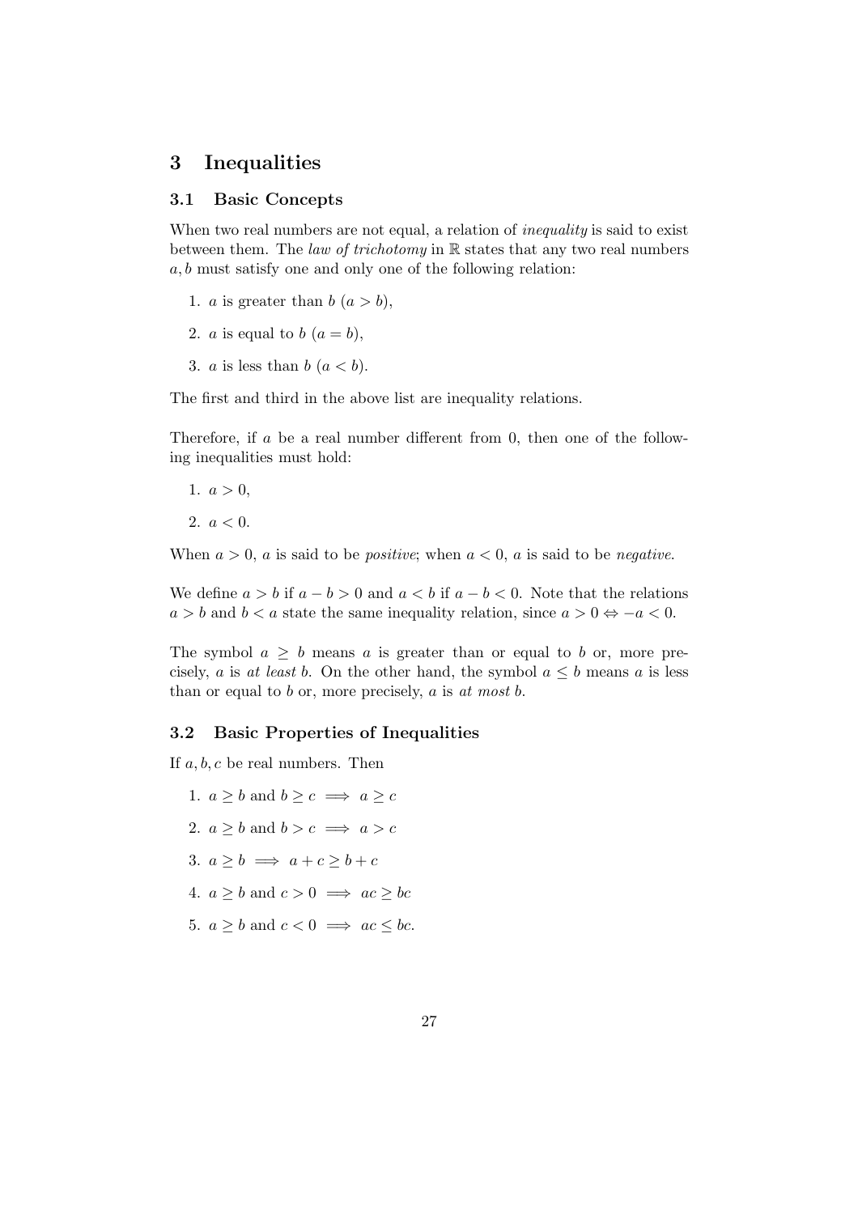# 3 Inequalities

## 3.1 Basic Concepts

When two real numbers are not equal, a relation of *inequality* is said to exist between them. The *law of trichotomy* in $\mathbb{R}$ states that any two real numbers $a, b$ must satisfy one and only one of the following relation:

1. $a$ is greater than $b$ ($a > b$),
2. $a$ is equal to $b$ ($a = b$),
3. $a$ is less than $b$ ($a < b$).

The first and third in the above list are inequality relations.

Therefore, if $a$ be a real number different from 0, then one of the following inequalities must hold:

1. $a > 0$,
2. $a < 0$.

When $a > 0$, $a$ is said to be *positive*; when $a < 0$, $a$ is said to be *negative*.

We define $a > b$ if $a - b > 0$ and $a < b$ if $a - b < 0$. Note that the relations $a > b$ and $b < a$ state the same inequality relation, since $a > 0 \Leftrightarrow -a < 0$.

The symbol $a \geq b$ means $a$ is greater than or equal to $b$ or, more precisely, $a$ is *at least* $b$. On the other hand, the symbol $a \leq b$ means $a$ is less than or equal to $b$ or, more precisely, $a$ is *at most* $b$.

## 3.2 Basic Properties of Inequalities

If $a, b, c$ be real numbers. Then

1. $a \geq b$ and $b \geq c \implies a \geq c$
2. $a \geq b$ and $b > c \implies a > c$
3. $a \geq b \implies a + c \geq b + c$
4. $a \geq b$ and $c > 0 \implies ac \geq bc$
5. $a \geq b$ and $c < 0 \implies ac \leq bc$.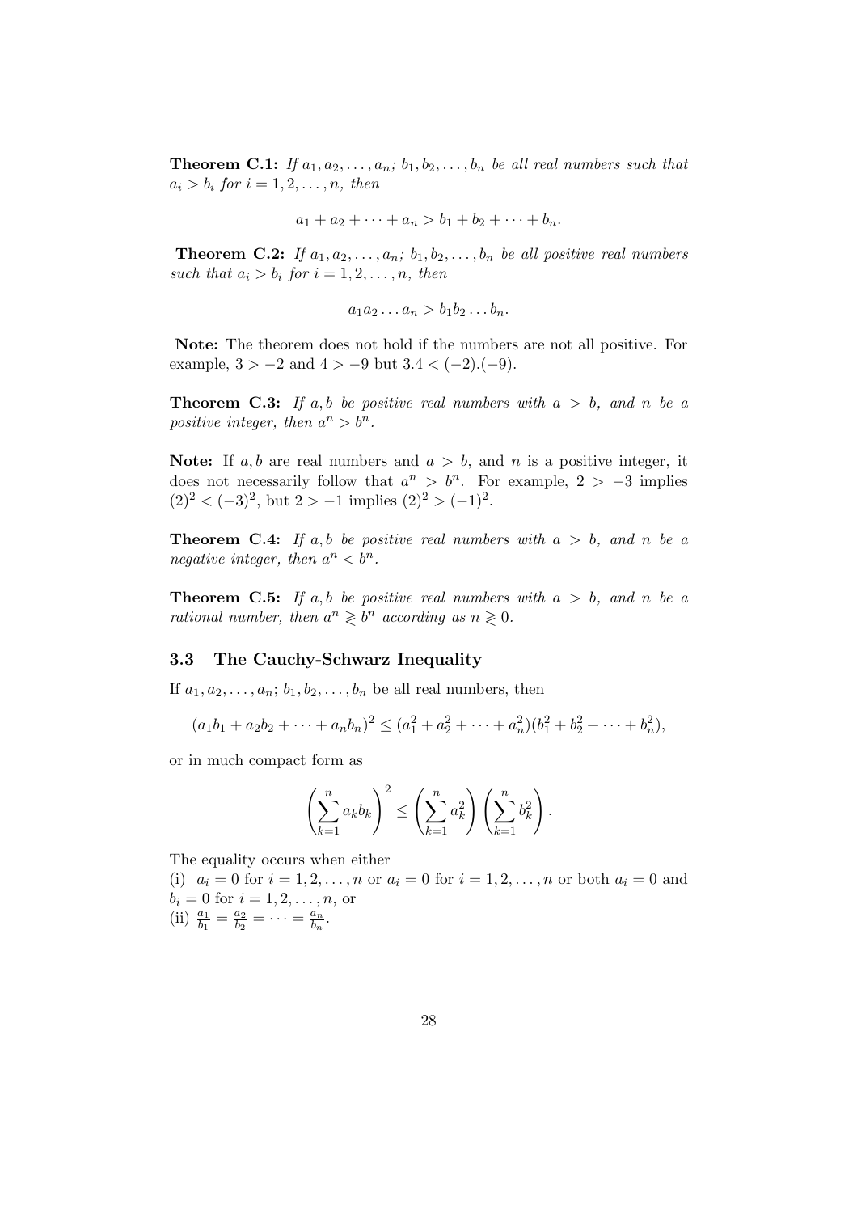**Theorem C.1:** *If $a_1, a_2, \dots, a_n$; $b_1, b_2, \dots, b_n$ be all real numbers such that $a_i > b_i$ for $i = 1, 2, \dots, n$, then*

$$a_1 + a_2 + \cdots + a_n > b_1 + b_2 + \cdots + b_n.$$

**Theorem C.2:** *If $a_1, a_2, \dots, a_n$; $b_1, b_2, \dots, b_n$ be all positive real numbers such that $a_i > b_i$ for $i = 1, 2, \dots, n$, then*

$$a_1 a_2 \dots a_n > b_1 b_2 \dots b_n.$$

**Note:** The theorem does not hold if the numbers are not all positive. For example, $3 > -2$ and $4 > -9$ but $3.4 < (-2).(-9)$.

**Theorem C.3:** *If $a, b$ be positive real numbers with $a > b$, and $n$ be a positive integer, then $a^n > b^n$.*

**Note:** If $a, b$ are real numbers and $a > b$, and $n$ is a positive integer, it does not necessarily follow that $a^n > b^n$. For example, $2 > -3$ implies $(2)^2 < (-3)^2$, but $2 > -1$ implies $(2)^2 > (-1)^2$.

**Theorem C.4:** *If $a, b$ be positive real numbers with $a > b$, and $n$ be a negative integer, then $a^n < b^n$.*

**Theorem C.5:** *If $a, b$ be positive real numbers with $a > b$, and $n$ be a rational number, then $a^n \gtreqless b^n$ according as $n \gtreqless 0$.*

### 3.3 The Cauchy-Schwarz Inequality

If $a_1, a_2, \dots, a_n$; $b_1, b_2, \dots, b_n$ be all real numbers, then

$$(a_1 b_1 + a_2 b_2 + \cdots + a_n b_n)^2 \leq (a_1^2 + a_2^2 + \cdots + a_n^2)(b_1^2 + b_2^2 + \cdots + b_n^2),$$

or in much compact form as

$$\left( \sum_{k=1}^{n} a_k b_k \right)^2 \leq \left( \sum_{k=1}^{n} a_k^2 \right) \left( \sum_{k=1}^{n} b_k^2 \right).$$

The equality occurs when either

(i) $a_i = 0$ for $i = 1, 2, \dots, n$ or $a_i = 0$ for $i = 1, 2, \dots, n$ or both $a_i = 0$ and $b_i = 0$ for $i = 1, 2, \dots, n$, or

(ii) $\frac{a_1}{b_1} = \frac{a_2}{b_2} = \cdots = \frac{a_n}{b_n}$.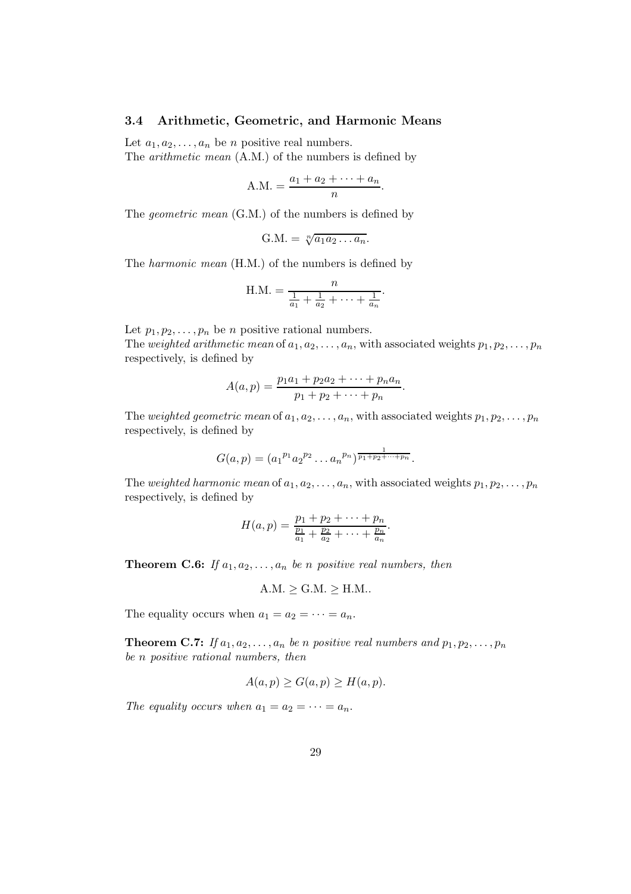### 3.4 Arithmetic, Geometric, and Harmonic Means

Let $a_1, a_2, \ldots, a_n$ be $n$ positive real numbers.
The *arithmetic mean* (A.M.) of the numbers is defined by

$$\text{A.M.} = \frac{a_1 + a_2 + \cdots + a_n}{n}.$$

The *geometric mean* (G.M.) of the numbers is defined by

$$\text{G.M.} = \sqrt[n]{a_1 a_2 \ldots a_n}.$$

The *harmonic mean* (H.M.) of the numbers is defined by

$$\text{H.M.} = \frac{n}{\frac{1}{a_1} + \frac{1}{a_2} + \cdots + \frac{1}{a_n}}.$$

Let $p_1, p_2, \ldots, p_n$ be $n$ positive rational numbers.
The *weighted arithmetic mean* of $a_1, a_2, \ldots, a_n$, with associated weights $p_1, p_2, \ldots, p_n$ respectively, is defined by

$$A(a,p) = \frac{p_1 a_1 + p_2 a_2 + \cdots + p_n a_n}{p_1 + p_2 + \cdots + p_n}.$$

The *weighted geometric mean* of $a_1, a_2, \ldots, a_n$, with associated weights $p_1, p_2, \ldots, p_n$ respectively, is defined by

$$G(a,p) = ({a_1}^{p_1} {a_2}^{p_2} \ldots {a_n}^{p_n})^{\frac{1}{p_1 + p_2 + \cdots + p_n}}.$$

The *weighted harmonic mean* of $a_1, a_2, \ldots, a_n$, with associated weights $p_1, p_2, \ldots, p_n$ respectively, is defined by

$$H(a,p) = \frac{p_1 + p_2 + \cdots + p_n}{\frac{p_1}{a_1} + \frac{p_2}{a_2} + \cdots + \frac{p_n}{a_n}}.$$

**Theorem C.6:** *If $a_1, a_2, \ldots, a_n$ be $n$ positive real numbers, then*

$$\text{A.M.} \geq \text{G.M.} \geq \text{H.M.}.$$

The equality occurs when $a_1 = a_2 = \cdots = a_n$.

**Theorem C.7:** *If $a_1, a_2, \ldots, a_n$ be $n$ positive real numbers and $p_1, p_2, \ldots, p_n$ be $n$ positive rational numbers, then*

$$A(a,p) \geq G(a,p) \geq H(a,p).$$

*The equality occurs when $a_1 = a_2 = \cdots = a_n$.*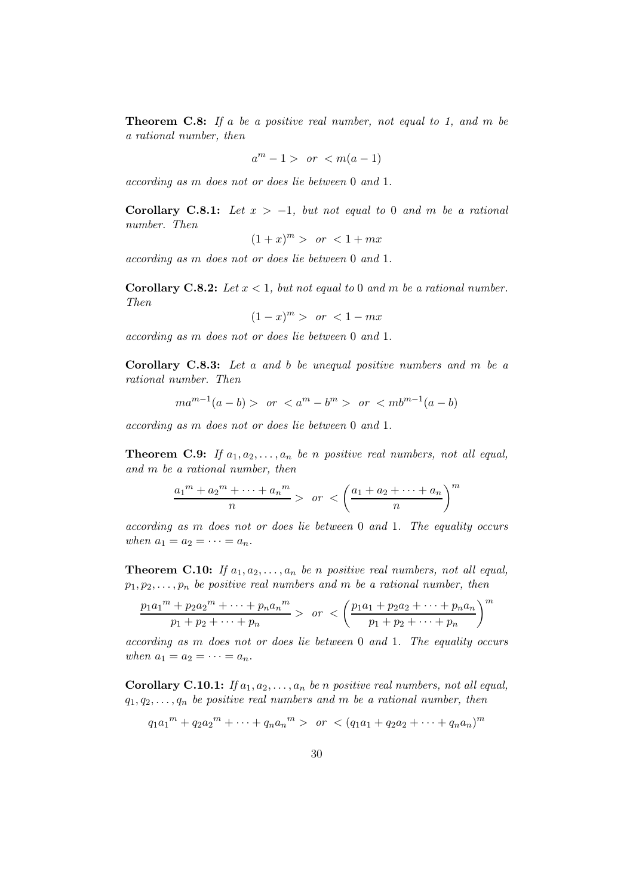**Theorem C.8:** *If $a$ be a positive real number, not equal to 1, and $m$ be a rational number, then*

$$a^m - 1 > \text{ or } < m(a-1)$$

*according as $m$ does not or does lie between 0 and 1.*

**Corollary C.8.1:** *Let $x > -1$, but not equal to 0 and $m$ be a rational number. Then*

$$(1+x)^m > \text{ or } < 1 + mx$$

*according as $m$ does not or does lie between 0 and 1.*

**Corollary C.8.2:** *Let $x < 1$, but not equal to 0 and $m$ be a rational number. Then*

$$(1-x)^m > \text{ or } < 1 - mx$$

*according as $m$ does not or does lie between 0 and 1.*

**Corollary C.8.3:** *Let $a$ and $b$ be unequal positive numbers and $m$ be a rational number. Then*

$$ma^{m-1}(a-b) > \text{ or } < a^m - b^m > \text{ or } < mb^{m-1}(a-b)$$

*according as $m$ does not or does lie between 0 and 1.*

**Theorem C.9:** *If $a_1, a_2, \ldots, a_n$ be $n$ positive real numbers, not all equal, and $m$ be a rational number, then*

$$\frac{{a_1}^m + {a_2}^m + \cdots + {a_n}^m}{n} > \text{ or } < \left(\frac{a_1 + a_2 + \cdots + a_n}{n}\right)^m$$

*according as $m$ does not or does lie between 0 and 1. The equality occurs when $a_1 = a_2 = \cdots = a_n$.*

**Theorem C.10:** *If $a_1, a_2, \ldots, a_n$ be $n$ positive real numbers, not all equal, $p_1, p_2, \ldots, p_n$ be positive real numbers and $m$ be a rational number, then*

$$\frac{p_1{a_1}^m + p_2{a_2}^m + \cdots + p_n{a_n}^m}{p_1 + p_2 + \cdots + p_n} > \text{ or } < \left(\frac{p_1a_1 + p_2a_2 + \cdots + p_na_n}{p_1 + p_2 + \cdots + p_n}\right)^m$$

*according as $m$ does not or does lie between 0 and 1. The equality occurs when $a_1 = a_2 = \cdots = a_n$.*

**Corollary C.10.1:** *If $a_1, a_2, \ldots, a_n$ be $n$ positive real numbers, not all equal, $q_1, q_2, \ldots, q_n$ be positive real numbers and $m$ be a rational number, then*

$$q_1{a_1}^m + q_2{a_2}^m + \cdots + q_n{a_n}^m > \text{ or } < (q_1a_1 + q_2a_2 + \cdots + q_na_n)^m$$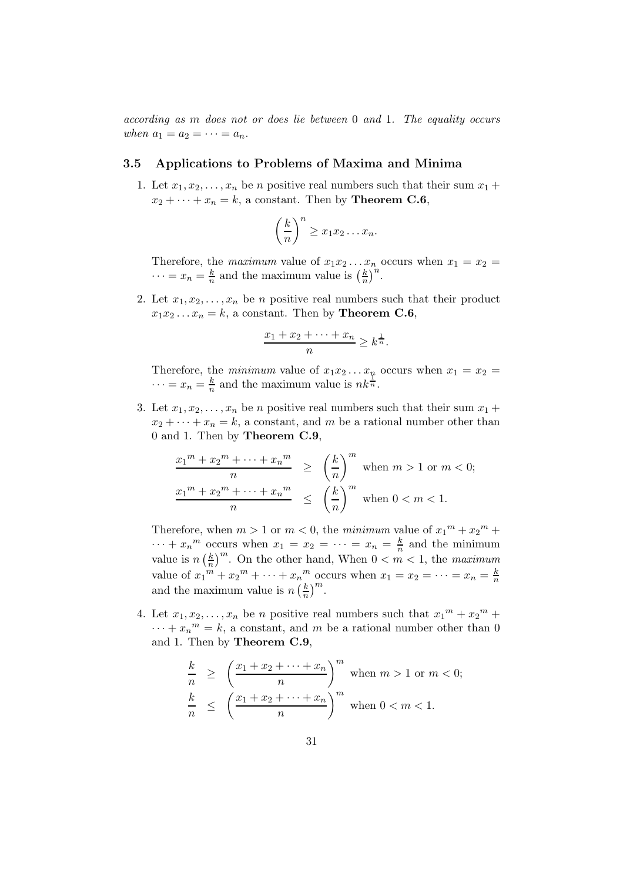*according as m does not or does lie between* 0 *and* 1*. The equality occurs when* $a_1 = a_2 = \cdots = a_n$*.*

### 3.5 Applications to Problems of Maxima and Minima

1. Let $x_1, x_2, \ldots, x_n$ be $n$ positive real numbers such that their sum $x_1 + x_2 + \cdots + x_n = k$, a constant. Then by **Theorem C.6**,

$$\left(\frac{k}{n}\right)^n \geq x_1 x_2 \ldots x_n.$$

   Therefore, the *maximum* value of $x_1 x_2 \ldots x_n$ occurs when $x_1 = x_2 = \cdots = x_n = \frac{k}{n}$ and the maximum value is $\left(\frac{k}{n}\right)^n$.

2. Let $x_1, x_2, \ldots, x_n$ be $n$ positive real numbers such that their product $x_1 x_2 \ldots x_n = k$, a constant. Then by **Theorem C.6**,

$$\frac{x_1 + x_2 + \cdots + x_n}{n} \geq k^{\frac{1}{n}}.$$

   Therefore, the *minimum* value of $x_1 x_2 \ldots x_n$ occurs when $x_1 = x_2 = \cdots = x_n = \frac{k}{n}$ and the maximum value is $nk^{\frac{1}{n}}$.

3. Let $x_1, x_2, \ldots, x_n$ be $n$ positive real numbers such that their sum $x_1 + x_2 + \cdots + x_n = k$, a constant, and $m$ be a rational number other than 0 and 1. Then by **Theorem C.9**,

$$\begin{aligned}
\frac{{x_1}^m + {x_2}^m + \cdots + {x_n}^m}{n} &\geq \left(\frac{k}{n}\right)^m \text{ when } m > 1 \text{ or } m < 0; \\
\frac{{x_1}^m + {x_2}^m + \cdots + {x_n}^m}{n} &\leq \left(\frac{k}{n}\right)^m \text{ when } 0 < m < 1.
\end{aligned}$$

   Therefore, when $m > 1$ or $m < 0$, the *minimum* value of ${x_1}^m + {x_2}^m + \cdots + {x_n}^m$ occurs when $x_1 = x_2 = \cdots = x_n = \frac{k}{n}$ and the minimum value is $n\left(\frac{k}{n}\right)^m$. On the other hand, When $0 < m < 1$, the *maximum* value of ${x_1}^m + {x_2}^m + \cdots + {x_n}^m$ occurs when $x_1 = x_2 = \cdots = x_n = \frac{k}{n}$ and the maximum value is $n\left(\frac{k}{n}\right)^m$.

4. Let $x_1, x_2, \ldots, x_n$ be $n$ positive real numbers such that ${x_1}^m + {x_2}^m + \cdots + {x_n}^m = k$, a constant, and $m$ be a rational number other than 0 and 1. Then by **Theorem C.9**,

$$\begin{aligned}
\frac{k}{n} &\geq \left(\frac{x_1 + x_2 + \cdots + x_n}{n}\right)^m \text{ when } m > 1 \text{ or } m < 0; \\
\frac{k}{n} &\leq \left(\frac{x_1 + x_2 + \cdots + x_n}{n}\right)^m \text{ when } 0 < m < 1.
\end{aligned}$$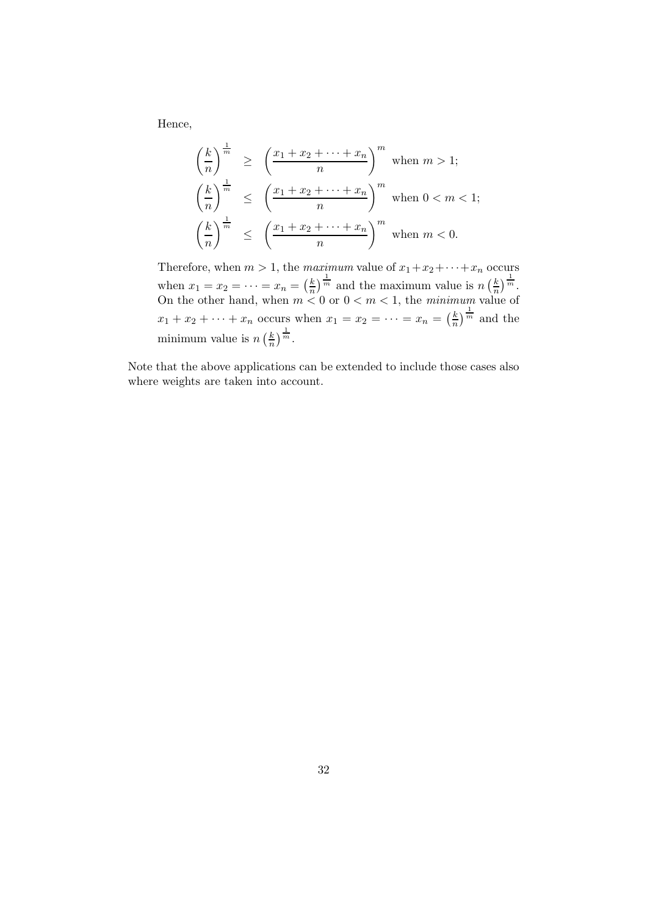Hence,

$$
\begin{aligned}
\left(\frac{k}{n}\right)^{\frac{1}{m}} &\geq \left(\frac{x_1 + x_2 + \cdots + x_n}{n}\right)^m \text{ when } m > 1; \\
\left(\frac{k}{n}\right)^{\frac{1}{m}} &\leq \left(\frac{x_1 + x_2 + \cdots + x_n}{n}\right)^m \text{ when } 0 < m < 1; \\
\left(\frac{k}{n}\right)^{\frac{1}{m}} &\leq \left(\frac{x_1 + x_2 + \cdots + x_n}{n}\right)^m \text{ when } m < 0.
\end{aligned}
$$

Therefore, when $m > 1$, the *maximum* value of $x_1 + x_2 + \cdots + x_n$ occurs when $x_1 = x_2 = \cdots = x_n = \left(\frac{k}{n}\right)^{\frac{1}{m}}$ and the maximum value is $n\left(\frac{k}{n}\right)^{\frac{1}{m}}$. On the other hand, when $m < 0$ or $0 < m < 1$, the *minimum* value of $x_1 + x_2 + \cdots + x_n$ occurs when $x_1 = x_2 = \cdots = x_n = \left(\frac{k}{n}\right)^{\frac{1}{m}}$ and the minimum value is $n\left(\frac{k}{n}\right)^{\frac{1}{m}}$.

Note that the above applications can be extended to include those cases also where weights are taken into account.